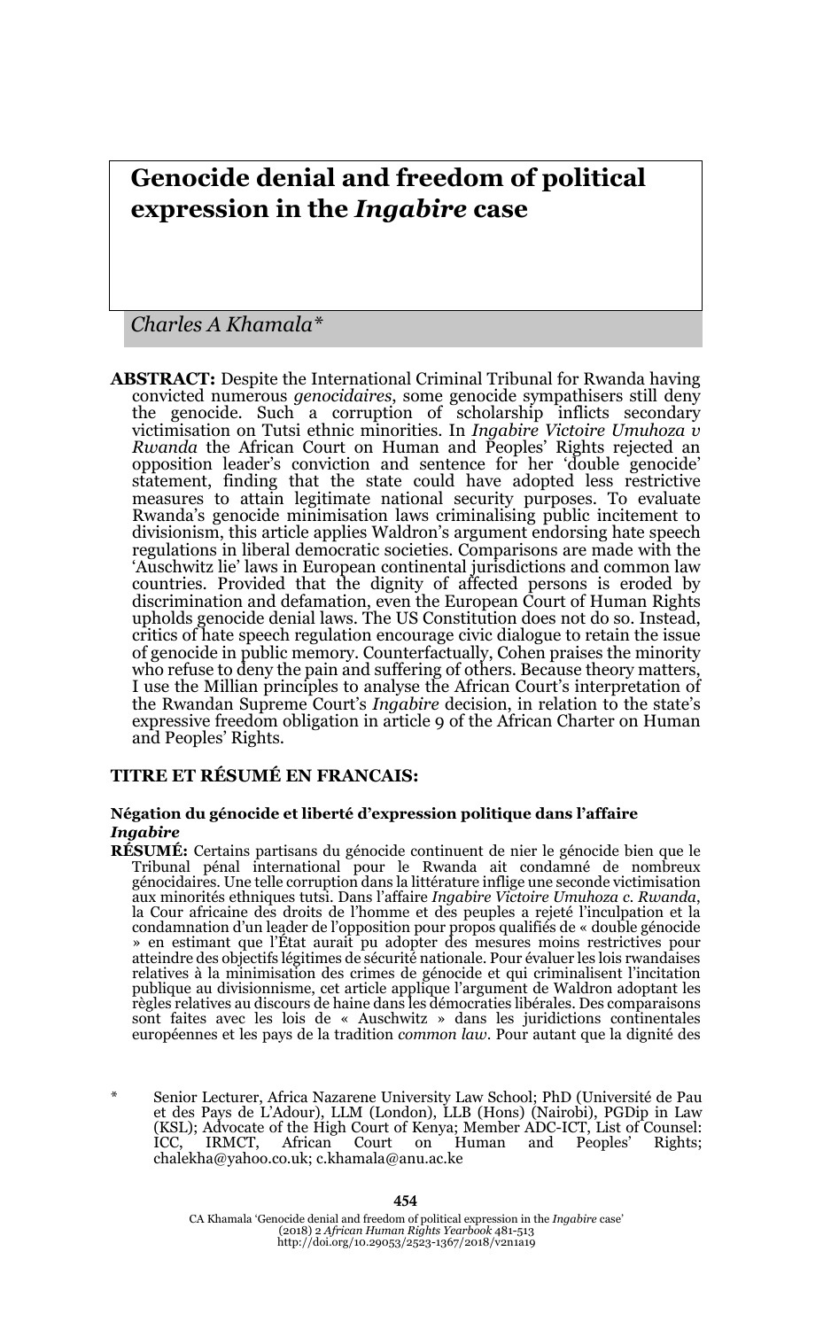# Genocide denial and freedom of political expression in the *Ingabire* case

*Charles A Khamala\**

**ABSTRACT:** Despite the International Criminal Tribunal for Rwanda having convicted numerous *genocidaires*, some genocide sympathisers still deny the genocide. Such a corruption of scholarship inflicts secondary victimisation on Tutsi ethnic minorities. In *Ingabire Victoire Umuhoza v Rwanda* the African Court on Human and Peoples' Rights rejected an opposition leader's conviction and sentence for her 'double genocide' statement, finding that the state could have adopted less restrictive measures to attain legitimate national security purposes. To evaluate Rwanda's genocide minimisation laws criminalising public incitement to divisionism, this article applies Waldron's argument endorsing hate speech regulations in liberal democratic societies. Comparisons are made with the 'Auschwitz lie' laws in European continental jurisdictions and common law countries. Provided that the dignity of affected persons is eroded by discrimination and defamation, even the European Court of Human Rights upholds genocide denial laws. The US Constitution does not do so. Instead, critics of hate speech regulation encourage civic dialogue to retain the issue of genocide in public memory. Counterfactually, Cohen praises the minority who refuse to deny the pain and suffering of others. Because theory matters, I use the Millian principles to analyse the African Court's interpretation of the Rwandan Supreme Court's *Ingabire* decision, in relation to the state's expressive freedom obligation in article 9 of the African Charter on Human and Peoples' Rights.

## TITRE ET RÉSUMÉ EN FRANCAIS:

**Négation du génocide et liberté d'expression politique dans l'affaire *Ingabire***

**RÉSUMÉ:** Certains partisans du génocide continuent de nier le génocide bien que le Tribunal pénal international pour le Rwanda ait condamné de nombreux génocidaires. Une telle corruption dans la littérature inflige une seconde victimisation aux minorités ethniques tutsi. Dans l'affaire *Ingabire Victoire Umuhoza c. Rwanda*, la Cour africaine des droits de l'homme et des peuples a rejeté l'inculpation et la condamnation d'un leader de l'opposition pour propos qualifiés de « double génocide » en estimant que l'État aurait pu adopter des mesures moins restrictives pour atteindre des objectifs légitimes de sécurité nationale. Pour évaluer les lois rwandaises relatives à la minimisation des crimes de génocide et qui criminalisent l'incitation publique au divisionnisme, cet article applique l'argument de Waldron adoptant les règles relatives au discours de haine dans les démocraties libérales. Des comparaisons sont faites avec les lois de « Auschwitz » dans les juridictions continentales européennes et les pays de la tradition *common law*. Pour autant que la dignité des

\* Senior Lecturer, Africa Nazarene University Law School; PhD (Université de Pau et des Pays de L'Adour), LLM (London), LLB (Hons) (Nairobi), PGDip in Law (KSL); Advocate of the High Court of Kenya; Member ADC-ICT, List of Counsel: ICC, IRMCT, African Court on Human and Peoples' Rights; chalekha@yahoo.co.uk; c.khamala@anu.ac.ke

CA Khamala 'Genocide denial and freedom of political expression in the *Ingabire* case' (2018) 2 *African Human Rights Yearbook* 481-513
http://doi.org/10.29053/2523-1367/2018/v2n1a19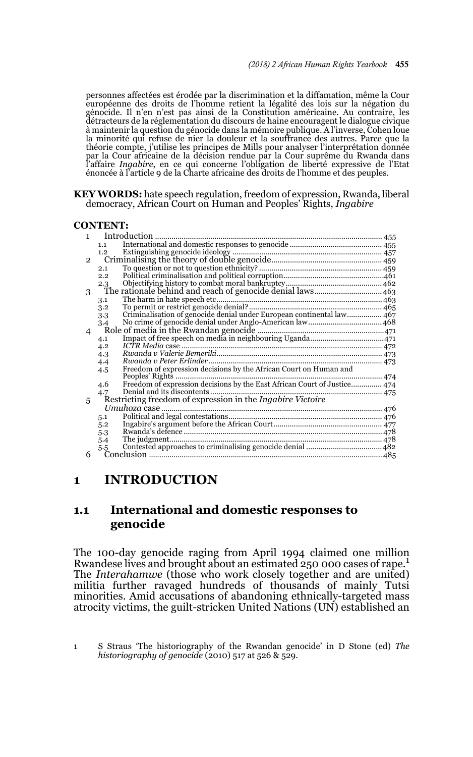personnes affectées est érodée par la discrimination et la diffamation, même la Cour européenne des droits de l'homme retient la légalité des lois sur la négation du génocide. Il n'en n'est pas ainsi de la Constitution américaine. Au contraire, les détracteurs de la réglementation du discours de haine encouragent le dialogue civique à maintenir la question du génocide dans la mémoire publique. A l'inverse, Cohen loue la minorité qui refuse de nier la douleur et la souffrance des autres. Parce que la théorie compte, j'utilise les principes de Mills pour analyser l'interprétation donnée par la Cour africaine de la décision rendue par la Cour suprême du Rwanda dans l'affaire *Ingabire*, en ce qui concerne l'obligation de liberté expressive de l'Etat énoncée à l'article 9 de la Charte africaine des droits de l'homme et des peuples.

**KEY WORDS:** hate speech regulation, freedom of expression, Rwanda, liberal democracy, African Court on Human and Peoples' Rights, *Ingabire*

**CONTENT:**

1 Introduction ... 455
- 1.1 International and domestic responses to genocide ... 455
- 1.2 Extinguishing genocide ideology ... 457

2 Criminalising the theory of double genocide ... 459
- 2.1 To question or not to question ethnicity? ... 459
- 2.2 Political criminalisation and political corruption ... 461
- 2.3 Objectifying history to combat moral bankruptcy ... 462

3 The rationale behind and reach of genocide denial laws ... 463
- 3.1 The harm in hate speech etc ... 463
- 3.2 To permit or restrict genocide denial? ... 465
- 3.3 Criminalisation of genocide denial under European continental law ... 467
- 3.4 No crime of genocide denial under Anglo-American law ... 468

4 Role of media in the Rwandan genocide ... 471
- 4.1 Impact of free speech on media in neighbouring Uganda ... 471
- 4.2 *ICTR Media* case ... 472
- 4.3 *Rwanda v Valerie Bemeriki* ... 473
- 4.4 *Rwanda v Peter Erlinder* ... 473
- 4.5 Freedom of expression decisions by the African Court on Human and Peoples' Rights ... 474
- 4.6 Freedom of expression decisions by the East African Court of Justice ... 474
- 4.7 Denial and its discontents ... 475

5 Restricting freedom of expression in the *Ingabire Victoire Umuhoza* case ... 476
- 5.1 Political and legal contestations ... 476
- 5.2 Ingabire's argument before the African Court ... 477
- 5.3 Rwanda's defence ... 478
- 5.4 The judgment ... 478
- 5.5 Contested approaches to criminalising genocide denial ... 482

6 Conclusion ... 485

# 1 INTRODUCTION

## 1.1 International and domestic responses to genocide

The 100-day genocide raging from April 1994 claimed one million Rwandese lives and brought about an estimated 250 000 cases of rape.[1] The *Interahamwe* (those who work closely together and are united) militia further ravaged hundreds of thousands of mainly Tutsi minorities. Amid accusations of abandoning ethnically-targeted mass atrocity victims, the guilt-stricken United Nations (UN) established an

[1] S Straus 'The historiography of the Rwandan genocide' in D Stone (ed) *The historiography of genocide* (2010) 517 at 526 & 529.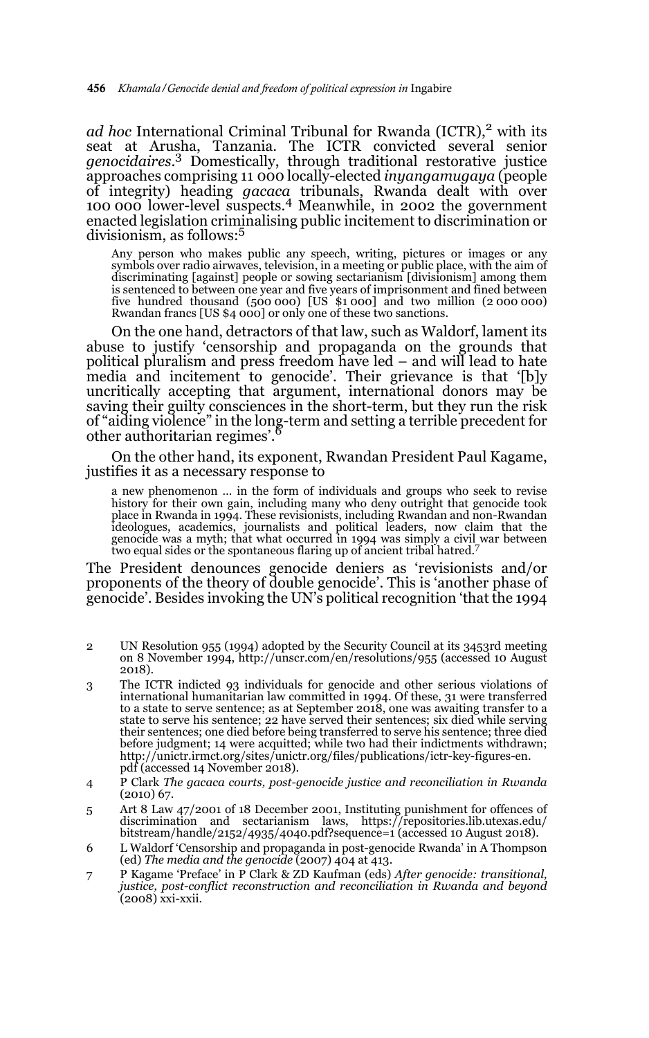*ad hoc* International Criminal Tribunal for Rwanda (ICTR),[2] with its seat at Arusha, Tanzania. The ICTR convicted several senior *genocidaires*.[3] Domestically, through traditional restorative justice approaches comprising 11 000 locally-elected *inyangamugaya* (people of integrity) heading *gacaca* tribunals, Rwanda dealt with over 100 000 lower-level suspects.[4] Meanwhile, in 2002 the government enacted legislation criminalising public incitement to discrimination or divisionism, as follows:[5]

> Any person who makes public any speech, writing, pictures or images or any symbols over radio airwaves, television, in a meeting or public place, with the aim of discriminating [against] people or sowing sectarianism [divisionism] among them is sentenced to between one year and five years of imprisonment and fined between five hundred thousand (500 000) [US $1 000] and two million (2 000 000) Rwandan francs [US $4 000] or only one of these two sanctions.

On the one hand, detractors of that law, such as Waldorf, lament its abuse to justify 'censorship and propaganda on the grounds that political pluralism and press freedom have led – and will lead to hate media and incitement to genocide'. Their grievance is that '[b]y uncritically accepting that argument, international donors may be saving their guilty consciences in the short-term, but they run the risk of "aiding violence" in the long-term and setting a terrible precedent for other authoritarian regimes'.[6]

On the other hand, its exponent, Rwandan President Paul Kagame, justifies it as a necessary response to

> a new phenomenon … in the form of individuals and groups who seek to revise history for their own gain, including many who deny outright that genocide took place in Rwanda in 1994. These revisionists, including Rwandan and non-Rwandan ideologues, academics, journalists and political leaders, now claim that the genocide was a myth; that what occurred in 1994 was simply a civil war between two equal sides or the spontaneous flaring up of ancient tribal hatred.[7]

The President denounces genocide deniers as 'revisionists and/or proponents of the theory of double genocide'. This is 'another phase of genocide'. Besides invoking the UN's political recognition 'that the 1994

---

2 UN Resolution 955 (1994) adopted by the Security Council at its 3453rd meeting on 8 November 1994, http://unscr.com/en/resolutions/955 (accessed 10 August 2018).

3 The ICTR indicted 93 individuals for genocide and other serious violations of international humanitarian law committed in 1994. Of these, 31 were transferred to a state to serve sentence; as at September 2018, one was awaiting transfer to a state to serve his sentence; 22 have served their sentences; six died while serving their sentences; one died before being transferred to serve his sentence; three died before judgment; 14 were acquitted; while two had their indictments withdrawn; http://unictr.irmct.org/sites/unictr.org/files/publications/ictr-key-figures-en.pdf (accessed 14 November 2018).

4 P Clark *The gacaca courts, post-genocide justice and reconciliation in Rwanda* (2010) 67.

5 Art 8 Law 47/2001 of 18 December 2001, Instituting punishment for offences of discrimination and sectarianism laws, https://repositories.lib.utexas.edu/bitstream/handle/2152/4935/4040.pdf?sequence=1 (accessed 10 August 2018).

6 L Waldorf 'Censorship and propaganda in post-genocide Rwanda' in A Thompson (ed) *The media and the genocide* (2007) 404 at 413.

7 P Kagame 'Preface' in P Clark & ZD Kaufman (eds) *After genocide: transitional, justice, post-conflict reconstruction and reconciliation in Rwanda and beyond* (2008) xxi-xxii.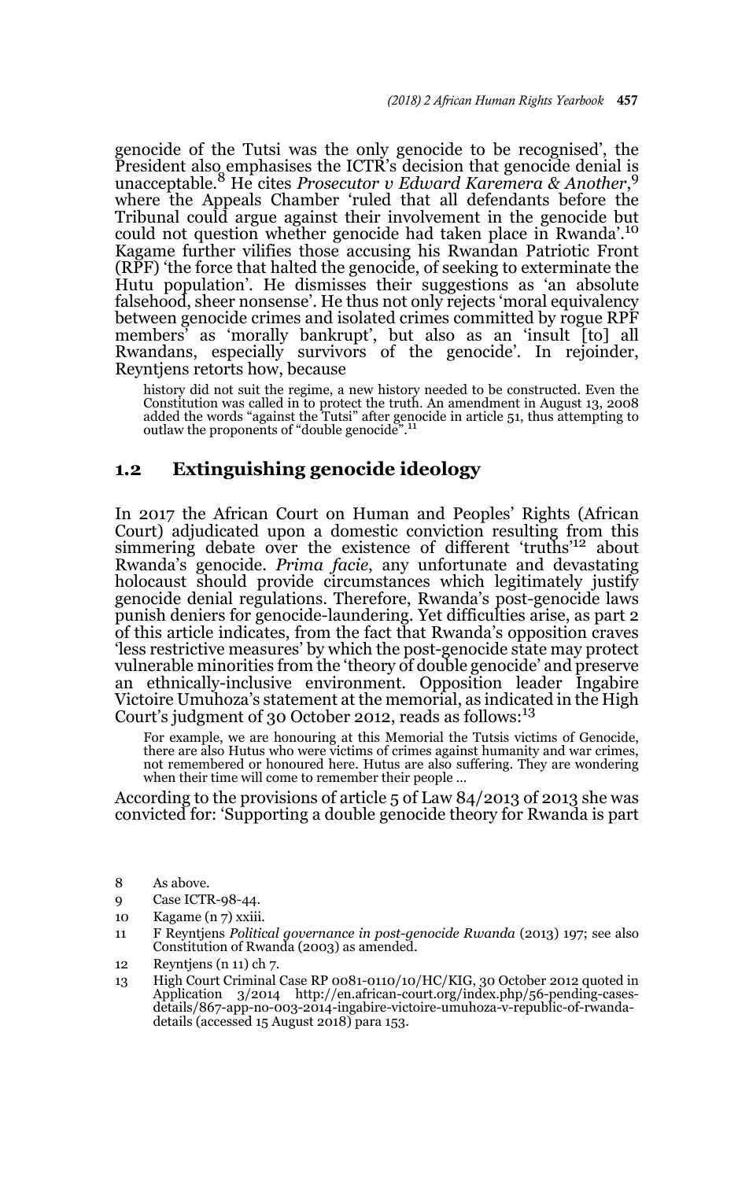genocide of the Tutsi was the only genocide to be recognised', the President also emphasises the ICTR's decision that genocide denial is unacceptable.[8] He cites *Prosecutor v Edward Karemera & Another*,[9] where the Appeals Chamber 'ruled that all defendants before the Tribunal could argue against their involvement in the genocide but could not question whether genocide had taken place in Rwanda'.[10] Kagame further vilifies those accusing his Rwandan Patriotic Front (RPF) 'the force that halted the genocide, of seeking to exterminate the Hutu population'. He dismisses their suggestions as 'an absolute falsehood, sheer nonsense'. He thus not only rejects 'moral equivalency between genocide crimes and isolated crimes committed by rogue RPF members' as 'morally bankrupt', but also as an 'insult [to] all Rwandans, especially survivors of the genocide'. In rejoinder, Reyntjens retorts how, because

> history did not suit the regime, a new history needed to be constructed. Even the Constitution was called in to protect the truth. An amendment in August 13, 2008 added the words "against the Tutsi" after genocide in article 51, thus attempting to outlaw the proponents of "double genocide".[11]

## 1.2 Extinguishing genocide ideology

In 2017 the African Court on Human and Peoples' Rights (African Court) adjudicated upon a domestic conviction resulting from this simmering debate over the existence of different 'truths'[12] about Rwanda's genocide. *Prima facie*, any unfortunate and devastating holocaust should provide circumstances which legitimately justify genocide denial regulations. Therefore, Rwanda's post-genocide laws punish deniers for genocide-laundering. Yet difficulties arise, as part 2 of this article indicates, from the fact that Rwanda's opposition craves 'less restrictive measures' by which the post-genocide state may protect vulnerable minorities from the 'theory of double genocide' and preserve an ethnically-inclusive environment. Opposition leader Ingabire Victoire Umuhoza's statement at the memorial, as indicated in the High Court's judgment of 30 October 2012, reads as follows:[13]

> For example, we are honouring at this Memorial the Tutsis victims of Genocide, there are also Hutus who were victims of crimes against humanity and war crimes, not remembered or honoured here. Hutus are also suffering. They are wondering when their time will come to remember their people …

According to the provisions of article 5 of Law 84/2013 of 2013 she was convicted for: 'Supporting a double genocide theory for Rwanda is part

---

8 As above.

9 Case ICTR-98-44.

10 Kagame (n 7) xxiii.

11 F Reyntjens *Political governance in post-genocide Rwanda* (2013) 197; see also Constitution of Rwanda (2003) as amended.

12 Reyntjens (n 11) ch 7.

13 High Court Criminal Case RP 0081-0110/10/HC/KIG, 30 October 2012 quoted in Application 3/2014 http://en.african-court.org/index.php/56-pending-cases-details/867-app-no-003-2014-ingabire-victoire-umuhoza-v-republic-of-rwanda-details (accessed 15 August 2018) para 153.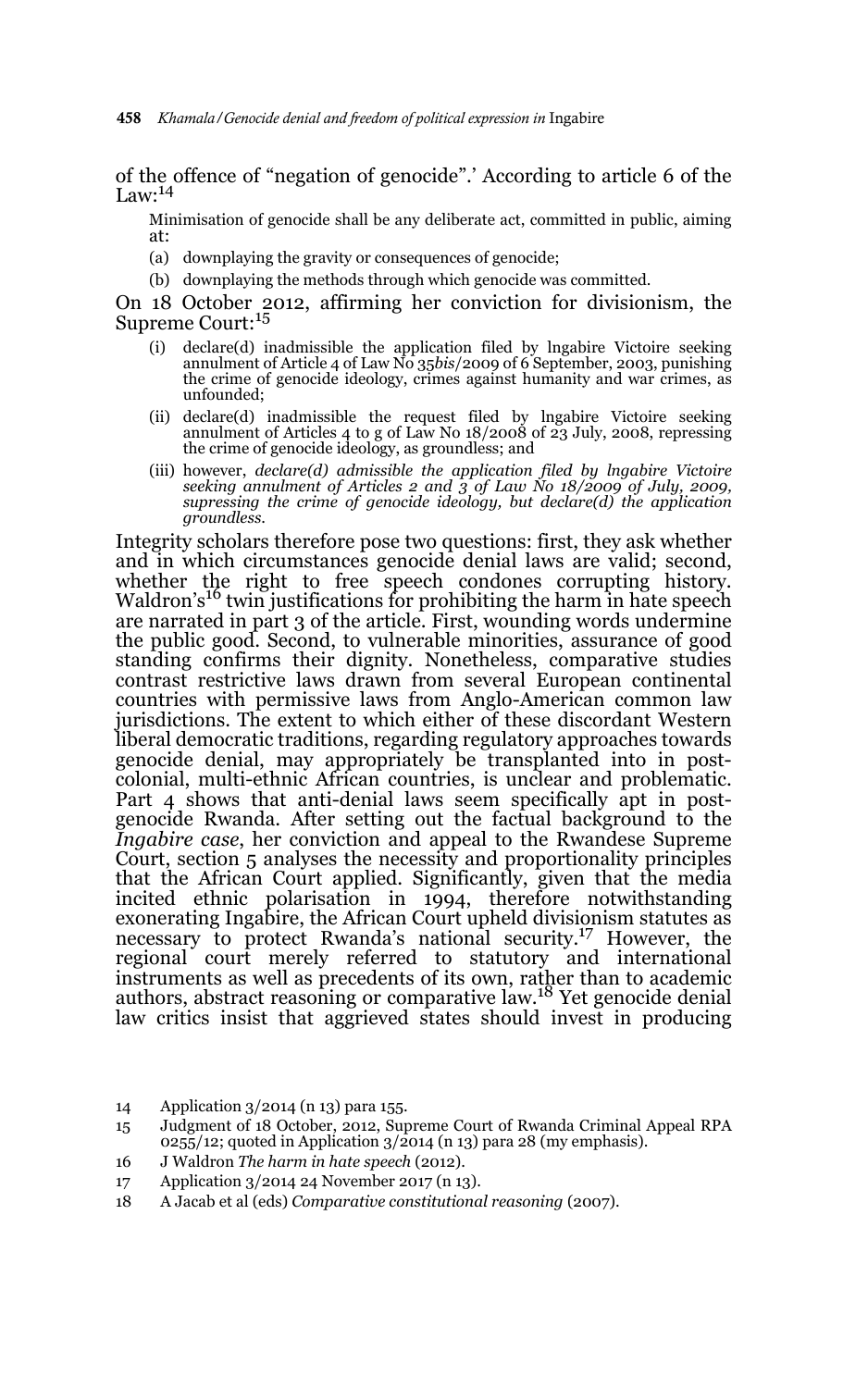of the offence of "negation of genocide".' According to article 6 of the Law:[14]

> Minimisation of genocide shall be any deliberate act, committed in public, aiming at:
>
> (a) downplaying the gravity or consequences of genocide;
>
> (b) downplaying the methods through which genocide was committed.

On 18 October 2012, affirming her conviction for divisionism, the Supreme Court:[15]

> (i) declare(d) inadmissible the application filed by lngabire Victoire seeking annulment of Article 4 of Law No 35*bis*/2009 of 6 September, 2003, punishing the crime of genocide ideology, crimes against humanity and war crimes, as unfounded;
>
> (ii) declare(d) inadmissible the request filed by lngabire Victoire seeking annulment of Articles 4 to g of Law No 18/2008 of 23 July, 2008, repressing the crime of genocide ideology, as groundless; and
>
> (iii) however, *declare(d) admissible the application filed by lngabire Victoire seeking annulment of Articles 2 and 3 of Law No 18/2009 of July, 2009, supressing the crime of genocide ideology, but declare(d) the application groundless*.

Integrity scholars therefore pose two questions: first, they ask whether and in which circumstances genocide denial laws are valid; second, whether the right to free speech condones corrupting history. Waldron's[16] twin justifications for prohibiting the harm in hate speech are narrated in part 3 of the article. First, wounding words undermine the public good. Second, to vulnerable minorities, assurance of good standing confirms their dignity. Nonetheless, comparative studies contrast restrictive laws drawn from several European continental countries with permissive laws from Anglo-American common law jurisdictions. The extent to which either of these discordant Western liberal democratic traditions, regarding regulatory approaches towards genocide denial, may appropriately be transplanted into in post-colonial, multi-ethnic African countries, is unclear and problematic. Part 4 shows that anti-denial laws seem specifically apt in post-genocide Rwanda. After setting out the factual background to the *Ingabire case*, her conviction and appeal to the Rwandese Supreme Court, section 5 analyses the necessity and proportionality principles that the African Court applied. Significantly, given that the media incited ethnic polarisation in 1994, therefore notwithstanding exonerating Ingabire, the African Court upheld divisionism statutes as necessary to protect Rwanda's national security.[17] However, the regional court merely referred to statutory and international instruments as well as precedents of its own, rather than to academic authors, abstract reasoning or comparative law.[18] Yet genocide denial law critics insist that aggrieved states should invest in producing

---

14 Application 3/2014 (n 13) para 155.

15 Judgment of 18 October, 2012, Supreme Court of Rwanda Criminal Appeal RPA 0255/12; quoted in Application 3/2014 (n 13) para 28 (my emphasis).

16 J Waldron *The harm in hate speech* (2012).

17 Application 3/2014 24 November 2017 (n 13).

18 A Jacab et al (eds) *Comparative constitutional reasoning* (2007).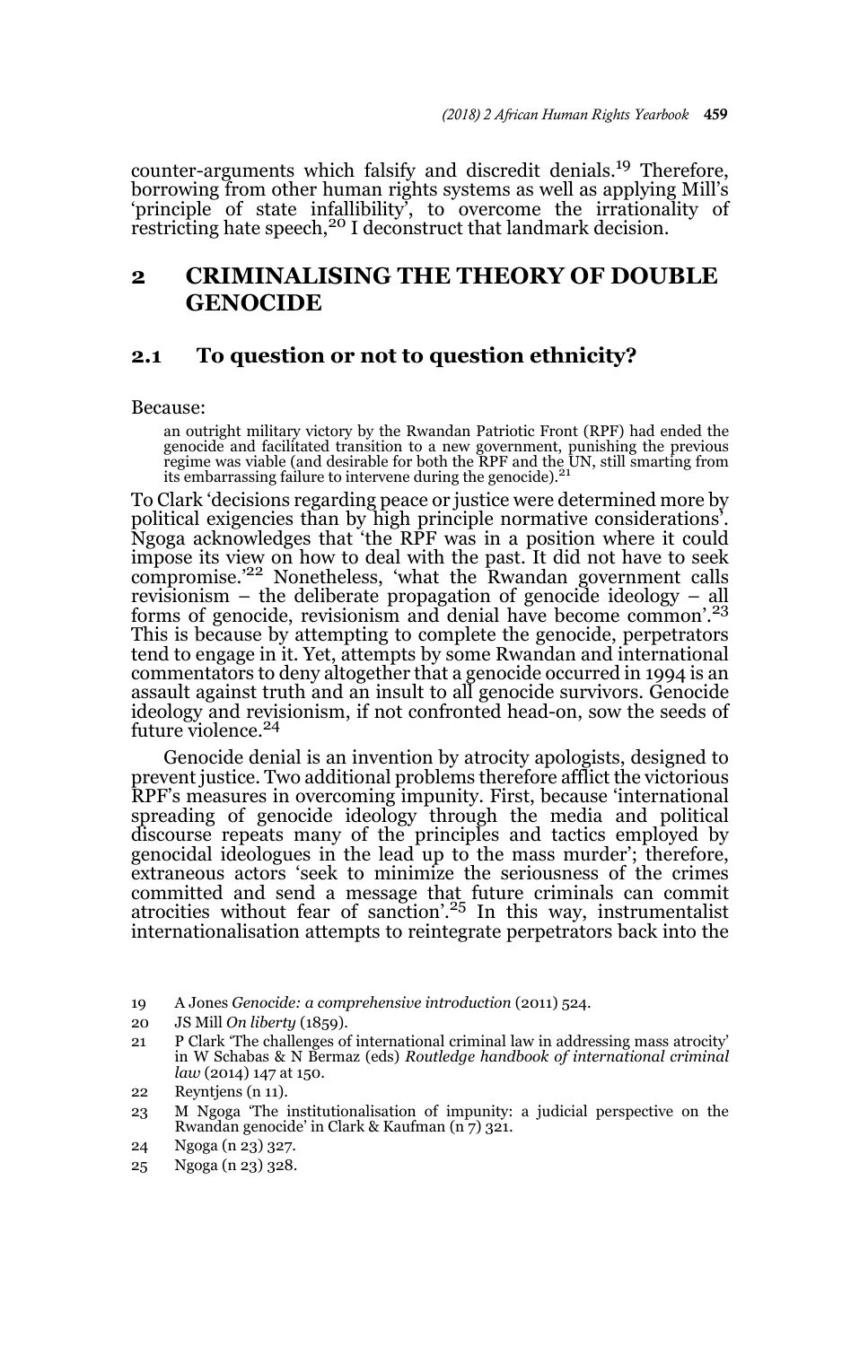counter-arguments which falsify and discredit denials.[19] Therefore, borrowing from other human rights systems as well as applying Mill's 'principle of state infallibility', to overcome the irrationality of restricting hate speech,[20] I deconstruct that landmark decision.

## 2 CRIMINALISING THE THEORY OF DOUBLE GENOCIDE

### 2.1 To question or not to question ethnicity?

Because:

> an outright military victory by the Rwandan Patriotic Front (RPF) had ended the genocide and facilitated transition to a new government, punishing the previous regime was viable (and desirable for both the RPF and the UN, still smarting from its embarrassing failure to intervene during the genocide).[21]

To Clark 'decisions regarding peace or justice were determined more by political exigencies than by high principle normative considerations'. Ngoga acknowledges that 'the RPF was in a position where it could impose its view on how to deal with the past. It did not have to seek compromise.'[22] Nonetheless, 'what the Rwandan government calls revisionism – the deliberate propagation of genocide ideology – all forms of genocide, revisionism and denial have become common'.[23] This is because by attempting to complete the genocide, perpetrators tend to engage in it. Yet, attempts by some Rwandan and international commentators to deny altogether that a genocide occurred in 1994 is an assault against truth and an insult to all genocide survivors. Genocide ideology and revisionism, if not confronted head-on, sow the seeds of future violence.[24]

Genocide denial is an invention by atrocity apologists, designed to prevent justice. Two additional problems therefore afflict the victorious RPF's measures in overcoming impunity. First, because 'international spreading of genocide ideology through the media and political discourse repeats many of the principles and tactics employed by genocidal ideologues in the lead up to the mass murder'; therefore, extraneous actors 'seek to minimize the seriousness of the crimes committed and send a message that future criminals can commit atrocities without fear of sanction'.[25] In this way, instrumentalist internationalisation attempts to reintegrate perpetrators back into the

---

19 A Jones *Genocide: a comprehensive introduction* (2011) 524.

20 JS Mill *On liberty* (1859).

21 P Clark 'The challenges of international criminal law in addressing mass atrocity' in W Schabas & N Bermaz (eds) *Routledge handbook of international criminal law* (2014) 147 at 150.

22 Reyntjens (n 11).

23 M Ngoga 'The institutionalisation of impunity: a judicial perspective on the Rwandan genocide' in Clark & Kaufman (n 7) 321.

24 Ngoga (n 23) 327.

25 Ngoga (n 23) 328.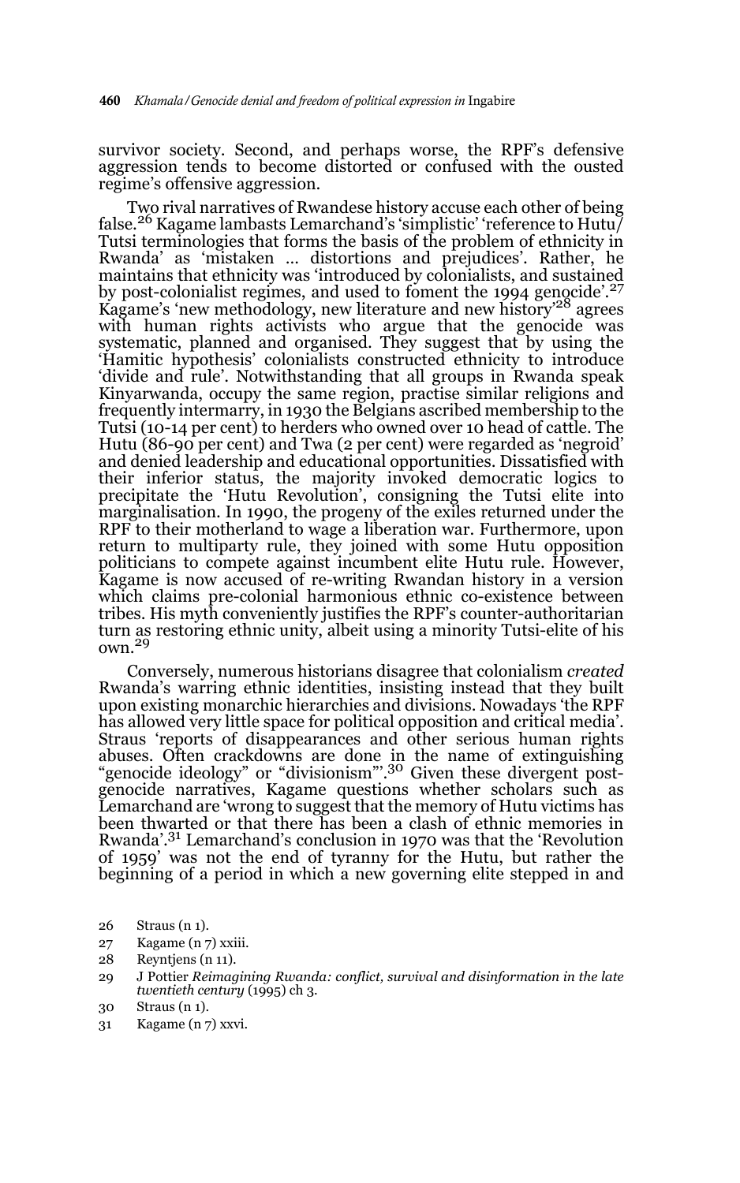survivor society. Second, and perhaps worse, the RPF's defensive aggression tends to become distorted or confused with the ousted regime's offensive aggression.

Two rival narratives of Rwandese history accuse each other of being false.[26] Kagame lambasts Lemarchand's 'simplistic' 'reference to Hutu/Tutsi terminologies that forms the basis of the problem of ethnicity in Rwanda' as 'mistaken … distortions and prejudices'. Rather, he maintains that ethnicity was 'introduced by colonialists, and sustained by post-colonialist regimes, and used to foment the 1994 genocide'.[27] Kagame's 'new methodology, new literature and new history'[28] agrees with human rights activists who argue that the genocide was systematic, planned and organised. They suggest that by using the 'Hamitic hypothesis' colonialists constructed ethnicity to introduce 'divide and rule'. Notwithstanding that all groups in Rwanda speak Kinyarwanda, occupy the same region, practise similar religions and frequently intermarry, in 1930 the Belgians ascribed membership to the Tutsi (10-14 per cent) to herders who owned over 10 head of cattle. The Hutu (86-90 per cent) and Twa (2 per cent) were regarded as 'negroid' and denied leadership and educational opportunities. Dissatisfied with their inferior status, the majority invoked democratic logics to precipitate the 'Hutu Revolution', consigning the Tutsi elite into marginalisation. In 1990, the progeny of the exiles returned under the RPF to their motherland to wage a liberation war. Furthermore, upon return to multiparty rule, they joined with some Hutu opposition politicians to compete against incumbent elite Hutu rule. However, Kagame is now accused of re-writing Rwandan history in a version which claims pre-colonial harmonious ethnic co-existence between tribes. His myth conveniently justifies the RPF's counter-authoritarian turn as restoring ethnic unity, albeit using a minority Tutsi-elite of his own.[29]

Conversely, numerous historians disagree that colonialism *created* Rwanda's warring ethnic identities, insisting instead that they built upon existing monarchic hierarchies and divisions. Nowadays 'the RPF has allowed very little space for political opposition and critical media'. Straus 'reports of disappearances and other serious human rights abuses. Often crackdowns are done in the name of extinguishing "genocide ideology" or "divisionism"'.[30] Given these divergent post-genocide narratives, Kagame questions whether scholars such as Lemarchand are 'wrong to suggest that the memory of Hutu victims has been thwarted or that there has been a clash of ethnic memories in Rwanda'.[31] Lemarchand's conclusion in 1970 was that the 'Revolution of 1959' was not the end of tyranny for the Hutu, but rather the beginning of a period in which a new governing elite stepped in and

26 Straus (n 1).

27 Kagame (n 7) xxiii.

28 Reyntjens (n 11).

29 J Pottier *Reimagining Rwanda: conflict, survival and disinformation in the late twentieth century* (1995) ch 3.

30 Straus (n 1).

31 Kagame (n 7) xxvi.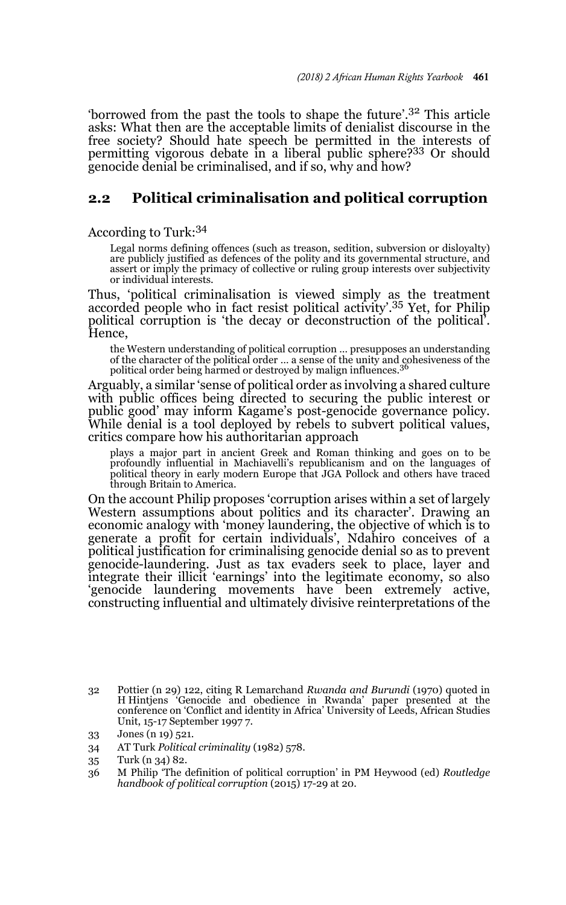'borrowed from the past the tools to shape the future'.[32] This article asks: What then are the acceptable limits of denialist discourse in the free society? Should hate speech be permitted in the interests of permitting vigorous debate in a liberal public sphere?[33] Or should genocide denial be criminalised, and if so, why and how?

## 2.2 Political criminalisation and political corruption

According to Turk:[34]

> Legal norms defining offences (such as treason, sedition, subversion or disloyalty) are publicly justified as defences of the polity and its governmental structure, and assert or imply the primacy of collective or ruling group interests over subjectivity or individual interests.

Thus, 'political criminalisation is viewed simply as the treatment accorded people who in fact resist political activity'.[35] Yet, for Philip political corruption is 'the decay or deconstruction of the political'. Hence,

> the Western understanding of political corruption ... presupposes an understanding of the character of the political order ... a sense of the unity and cohesiveness of the political order being harmed or destroyed by malign influences.[36]

Arguably, a similar 'sense of political order as involving a shared culture with public offices being directed to securing the public interest or public good' may inform Kagame's post-genocide governance policy. While denial is a tool deployed by rebels to subvert political values, critics compare how his authoritarian approach

> plays a major part in ancient Greek and Roman thinking and goes on to be profoundly influential in Machiavelli's republicanism and on the languages of political theory in early modern Europe that JGA Pollock and others have traced through Britain to America.

On the account Philip proposes 'corruption arises within a set of largely Western assumptions about politics and its character'. Drawing an economic analogy with 'money laundering, the objective of which is to generate a profit for certain individuals', Ndahiro conceives of a political justification for criminalising genocide denial so as to prevent genocide-laundering. Just as tax evaders seek to place, layer and integrate their illicit 'earnings' into the legitimate economy, so also 'genocide laundering movements have been extremely active, constructing influential and ultimately divisive reinterpretations of the

---

32 Pottier (n 29) 122, citing R Lemarchand *Rwanda and Burundi* (1970) quoted in H Hintjens 'Genocide and obedience in Rwanda' paper presented at the conference on 'Conflict and identity in Africa' University of Leeds, African Studies Unit, 15-17 September 1997 7.

33 Jones (n 19) 521.

34 AT Turk *Political criminality* (1982) 578.

35 Turk (n 34) 82.

36 M Philip 'The definition of political corruption' in PM Heywood (ed) *Routledge handbook of political corruption* (2015) 17-29 at 20.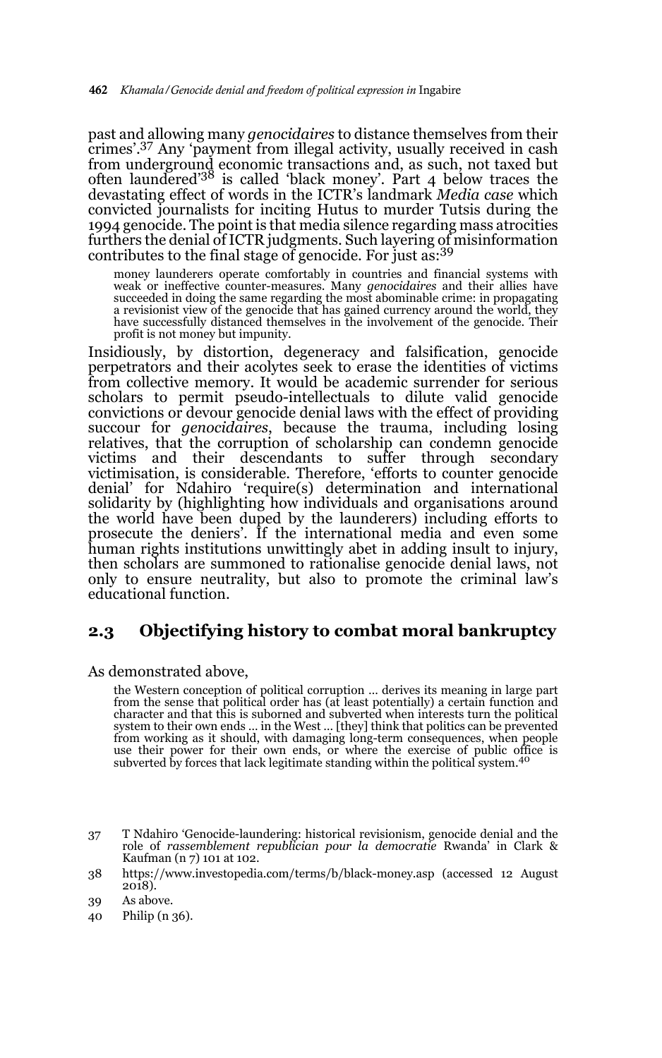past and allowing many *genocidaires* to distance themselves from their crimes'.[37] Any 'payment from illegal activity, usually received in cash from underground economic transactions and, as such, not taxed but often laundered'[38] is called 'black money'. Part 4 below traces the devastating effect of words in the ICTR's landmark *Media case* which convicted journalists for inciting Hutus to murder Tutsis during the 1994 genocide. The point is that media silence regarding mass atrocities furthers the denial of ICTR judgments. Such layering of misinformation contributes to the final stage of genocide. For just as:[39]

> money launderers operate comfortably in countries and financial systems with weak or ineffective counter-measures. Many *genocidaires* and their allies have succeeded in doing the same regarding the most abominable crime: in propagating a revisionist view of the genocide that has gained currency around the world, they have successfully distanced themselves in the involvement of the genocide. Their profit is not money but impunity.

Insidiously, by distortion, degeneracy and falsification, genocide perpetrators and their acolytes seek to erase the identities of victims from collective memory. It would be academic surrender for serious scholars to permit pseudo-intellectuals to dilute valid genocide convictions or devour genocide denial laws with the effect of providing succour for *genocidaires*, because the trauma, including losing relatives, that the corruption of scholarship can condemn genocide victims and their descendants to suffer through secondary victimisation, is considerable. Therefore, 'efforts to counter genocide denial' for Ndahiro 'require(s) determination and international solidarity by (highlighting how individuals and organisations around the world have been duped by the launderers) including efforts to prosecute the deniers'. If the international media and even some human rights institutions unwittingly abet in adding insult to injury, then scholars are summoned to rationalise genocide denial laws, not only to ensure neutrality, but also to promote the criminal law's educational function.

## 2.3 Objectifying history to combat moral bankruptcy

As demonstrated above,

> the Western conception of political corruption … derives its meaning in large part from the sense that political order has (at least potentially) a certain function and character and that this is suborned and subverted when interests turn the political system to their own ends … in the West … [they] think that politics can be prevented from working as it should, with damaging long-term consequences, when people use their power for their own ends, or where the exercise of public office is subverted by forces that lack legitimate standing within the political system.[40]

---

37 T Ndahiro 'Genocide-laundering: historical revisionism, genocide denial and the role of *rassemblement republician pour la democratie* Rwanda' in Clark & Kaufman (n 7) 101 at 102.

38 https://www.investopedia.com/terms/b/black-money.asp (accessed 12 August 2018).

39 As above.

40 Philip (n 36).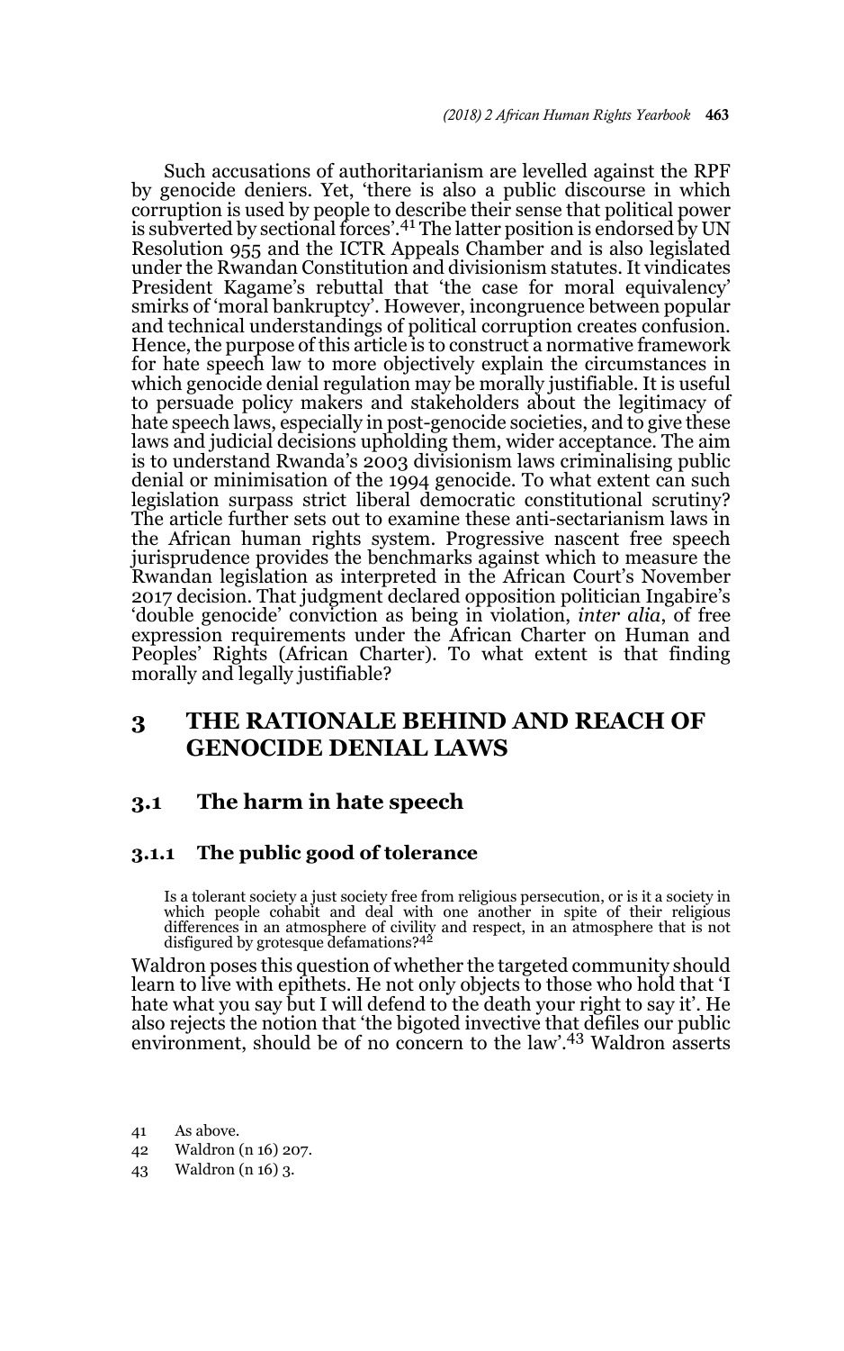Such accusations of authoritarianism are levelled against the RPF by genocide deniers. Yet, 'there is also a public discourse in which corruption is used by people to describe their sense that political power is subverted by sectional forces'.[41] The latter position is endorsed by UN Resolution 955 and the ICTR Appeals Chamber and is also legislated under the Rwandan Constitution and divisionism statutes. It vindicates President Kagame's rebuttal that 'the case for moral equivalency' smirks of 'moral bankruptcy'. However, incongruence between popular and technical understandings of political corruption creates confusion. Hence, the purpose of this article is to construct a normative framework for hate speech law to more objectively explain the circumstances in which genocide denial regulation may be morally justifiable. It is useful to persuade policy makers and stakeholders about the legitimacy of hate speech laws, especially in post-genocide societies, and to give these laws and judicial decisions upholding them, wider acceptance. The aim is to understand Rwanda's 2003 divisionism laws criminalising public denial or minimisation of the 1994 genocide. To what extent can such legislation surpass strict liberal democratic constitutional scrutiny? The article further sets out to examine these anti-sectarianism laws in the African human rights system. Progressive nascent free speech jurisprudence provides the benchmarks against which to measure the Rwandan legislation as interpreted in the African Court's November 2017 decision. That judgment declared opposition politician Ingabire's 'double genocide' conviction as being in violation, *inter alia*, of free expression requirements under the African Charter on Human and Peoples' Rights (African Charter). To what extent is that finding morally and legally justifiable?

## 3 THE RATIONALE BEHIND AND REACH OF GENOCIDE DENIAL LAWS

### 3.1 The harm in hate speech

#### 3.1.1 The public good of tolerance

> Is a tolerant society a just society free from religious persecution, or is it a society in which people cohabit and deal with one another in spite of their religious differences in an atmosphere of civility and respect, in an atmosphere that is not disfigured by grotesque defamations?[42]

Waldron poses this question of whether the targeted community should learn to live with epithets. He not only objects to those who hold that 'I hate what you say but I will defend to the death your right to say it'. He also rejects the notion that 'the bigoted invective that defiles our public environment, should be of no concern to the law'.[43] Waldron asserts

41 As above.

42 Waldron (n 16) 207.

43 Waldron (n 16) 3.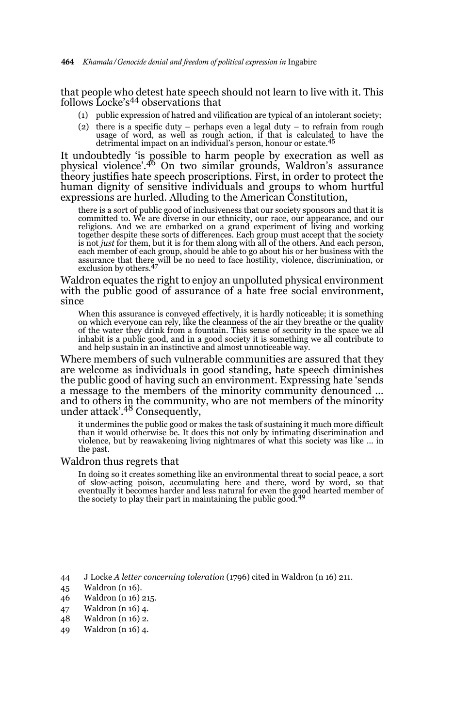that people who detest hate speech should not learn to live with it. This follows Locke's[44] observations that

(1) public expression of hatred and vilification are typical of an intolerant society;

(2) there is a specific duty – perhaps even a legal duty – to refrain from rough usage of word, as well as rough action, if that is calculated to have the detrimental impact on an individual's person, honour or estate.[45]

It undoubtedly 'is possible to harm people by execration as well as physical violence'.[46] On two similar grounds, Waldron's assurance theory justifies hate speech proscriptions. First, in order to protect the human dignity of sensitive individuals and groups to whom hurtful expressions are hurled. Alluding to the American Constitution,

> there is a sort of public good of inclusiveness that our society sponsors and that it is committed to. We are diverse in our ethnicity, our race, our appearance, and our religions. And we are embarked on a grand experiment of living and working together despite these sorts of differences. Each group must accept that the society is not *just* for them, but it is for them along with all of the others. And each person, each member of each group, should be able to go about his or her business with the assurance that there will be no need to face hostility, violence, discrimination, or exclusion by others.[47]

Waldron equates the right to enjoy an unpolluted physical environment with the public good of assurance of a hate free social environment, since

> When this assurance is conveyed effectively, it is hardly noticeable; it is something on which everyone can rely, like the cleanness of the air they breathe or the quality of the water they drink from a fountain. This sense of security in the space we all inhabit is a public good, and in a good society it is something we all contribute to and help sustain in an instinctive and almost unnoticeable way.

Where members of such vulnerable communities are assured that they are welcome as individuals in good standing, hate speech diminishes the public good of having such an environment. Expressing hate 'sends a message to the members of the minority community denounced … and to others in the community, who are not members of the minority under attack'.[48] Consequently,

> it undermines the public good or makes the task of sustaining it much more difficult than it would otherwise be. It does this not only by intimating discrimination and violence, but by reawakening living nightmares of what this society was like … in the past.

Waldron thus regrets that

> In doing so it creates something like an environmental threat to social peace, a sort of slow-acting poison, accumulating here and there, word by word, so that eventually it becomes harder and less natural for even the good hearted member of the society to play their part in maintaining the public good.[49]

44 J Locke *A letter concerning toleration* (1796) cited in Waldron (n 16) 211.

45 Waldron (n 16).

46 Waldron (n 16) 215.

47 Waldron (n 16) 4.

48 Waldron (n 16) 2.

49 Waldron (n 16) 4.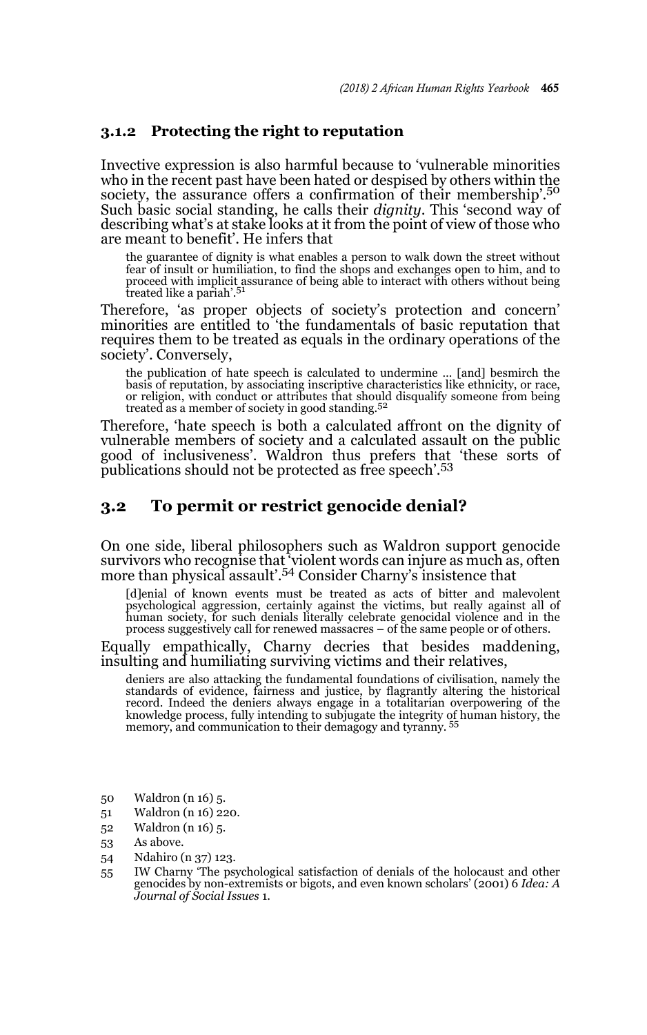### 3.1.2 Protecting the right to reputation

Invective expression is also harmful because to 'vulnerable minorities who in the recent past have been hated or despised by others within the society, the assurance offers a confirmation of their membership'.[50] Such basic social standing, he calls their *dignity*. This 'second way of describing what's at stake looks at it from the point of view of those who are meant to benefit'. He infers that

> the guarantee of dignity is what enables a person to walk down the street without fear of insult or humiliation, to find the shops and exchanges open to him, and to proceed with implicit assurance of being able to interact with others without being treated like a pariah'.[51]

Therefore, 'as proper objects of society's protection and concern' minorities are entitled to 'the fundamentals of basic reputation that requires them to be treated as equals in the ordinary operations of the society'. Conversely,

> the publication of hate speech is calculated to undermine … [and] besmirch the basis of reputation, by associating inscriptive characteristics like ethnicity, or race, or religion, with conduct or attributes that should disqualify someone from being treated as a member of society in good standing.[52]

Therefore, 'hate speech is both a calculated affront on the dignity of vulnerable members of society and a calculated assault on the public good of inclusiveness'. Waldron thus prefers that 'these sorts of publications should not be protected as free speech'.[53]

## 3.2 To permit or restrict genocide denial?

On one side, liberal philosophers such as Waldron support genocide survivors who recognise that 'violent words can injure as much as, often more than physical assault'.[54] Consider Charny's insistence that

> [d]enial of known events must be treated as acts of bitter and malevolent psychological aggression, certainly against the victims, but really against all of human society, for such denials literally celebrate genocidal violence and in the process suggestively call for renewed massacres – of the same people or of others.

Equally empathically, Charny decries that besides maddening, insulting and humiliating surviving victims and their relatives,

> deniers are also attacking the fundamental foundations of civilisation, namely the standards of evidence, fairness and justice, by flagrantly altering the historical record. Indeed the deniers always engage in a totalitarian overpowering of the knowledge process, fully intending to subjugate the integrity of human history, the memory, and communication to their demagogy and tyranny. [55]

---

50 Waldron (n 16) 5.

51 Waldron (n 16) 220.

52 Waldron (n 16) 5.

53 As above.

54 Ndahiro (n 37) 123.

55 IW Charny 'The psychological satisfaction of denials of the holocaust and other genocides by non-extremists or bigots, and even known scholars' (2001) 6 *Idea: A Journal of Social Issues* 1.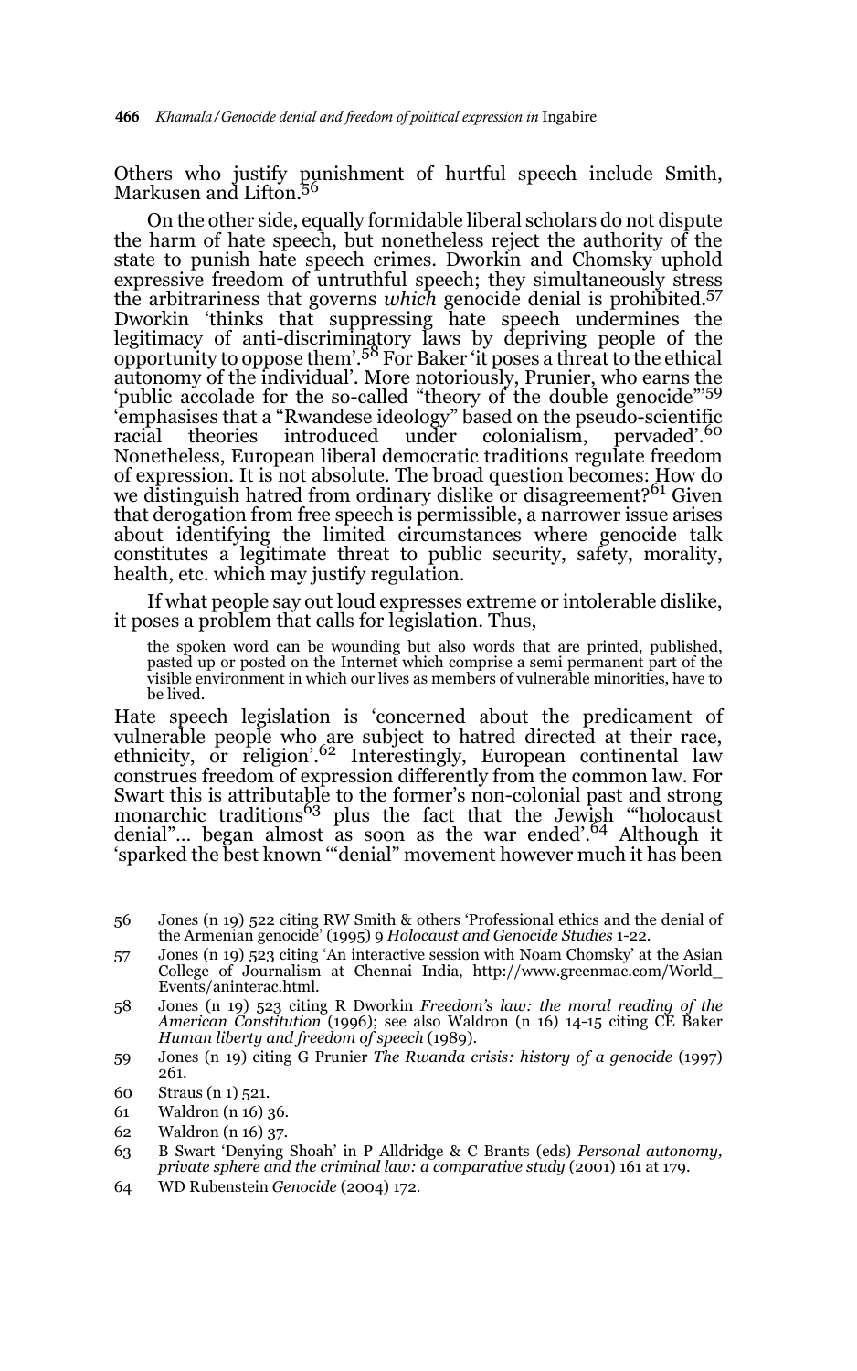Others who justify punishment of hurtful speech include Smith, Markusen and Lifton.[56]

On the other side, equally formidable liberal scholars do not dispute the harm of hate speech, but nonetheless reject the authority of the state to punish hate speech crimes. Dworkin and Chomsky uphold expressive freedom of untruthful speech; they simultaneously stress the arbitrariness that governs *which* genocide denial is prohibited.[57] Dworkin 'thinks that suppressing hate speech undermines the legitimacy of anti-discriminatory laws by depriving people of the opportunity to oppose them'.[58] For Baker 'it poses a threat to the ethical autonomy of the individual'. More notoriously, Prunier, who earns the 'public accolade for the so-called "theory of the double genocide"'[59] 'emphasises that a "Rwandese ideology" based on the pseudo-scientific racial theories introduced under colonialism, pervaded'.[60] Nonetheless, European liberal democratic traditions regulate freedom of expression. It is not absolute. The broad question becomes: How do we distinguish hatred from ordinary dislike or disagreement?[61] Given that derogation from free speech is permissible, a narrower issue arises about identifying the limited circumstances where genocide talk constitutes a legitimate threat to public security, safety, morality, health, etc. which may justify regulation.

If what people say out loud expresses extreme or intolerable dislike, it poses a problem that calls for legislation. Thus,

> the spoken word can be wounding but also words that are printed, published, pasted up or posted on the Internet which comprise a semi permanent part of the visible environment in which our lives as members of vulnerable minorities, have to be lived.

Hate speech legislation is 'concerned about the predicament of vulnerable people who are subject to hatred directed at their race, ethnicity, or religion'.[62] Interestingly, European continental law construes freedom of expression differently from the common law. For Swart this is attributable to the former's non-colonial past and strong monarchic traditions[63] plus the fact that the Jewish '"holocaust denial"... began almost as soon as the war ended'.[64] Although it 'sparked the best known '"denial" movement however much it has been

---

56 Jones (n 19) 522 citing RW Smith & others 'Professional ethics and the denial of the Armenian genocide' (1995) 9 *Holocaust and Genocide Studies* 1-22.

57 Jones (n 19) 523 citing 'An interactive session with Noam Chomsky' at the Asian College of Journalism at Chennai India, http://www.greenmac.com/World_Events/aninterac.html.

58 Jones (n 19) 523 citing R Dworkin *Freedom's law: the moral reading of the American Constitution* (1996); see also Waldron (n 16) 14-15 citing CE Baker *Human liberty and freedom of speech* (1989).

59 Jones (n 19) citing G Prunier *The Rwanda crisis: history of a genocide* (1997) 261.

60 Straus (n 1) 521.

61 Waldron (n 16) 36.

62 Waldron (n 16) 37.

63 B Swart 'Denying Shoah' in P Alldridge & C Brants (eds) *Personal autonomy, private sphere and the criminal law: a comparative study* (2001) 161 at 179.

64 WD Rubenstein *Genocide* (2004) 172.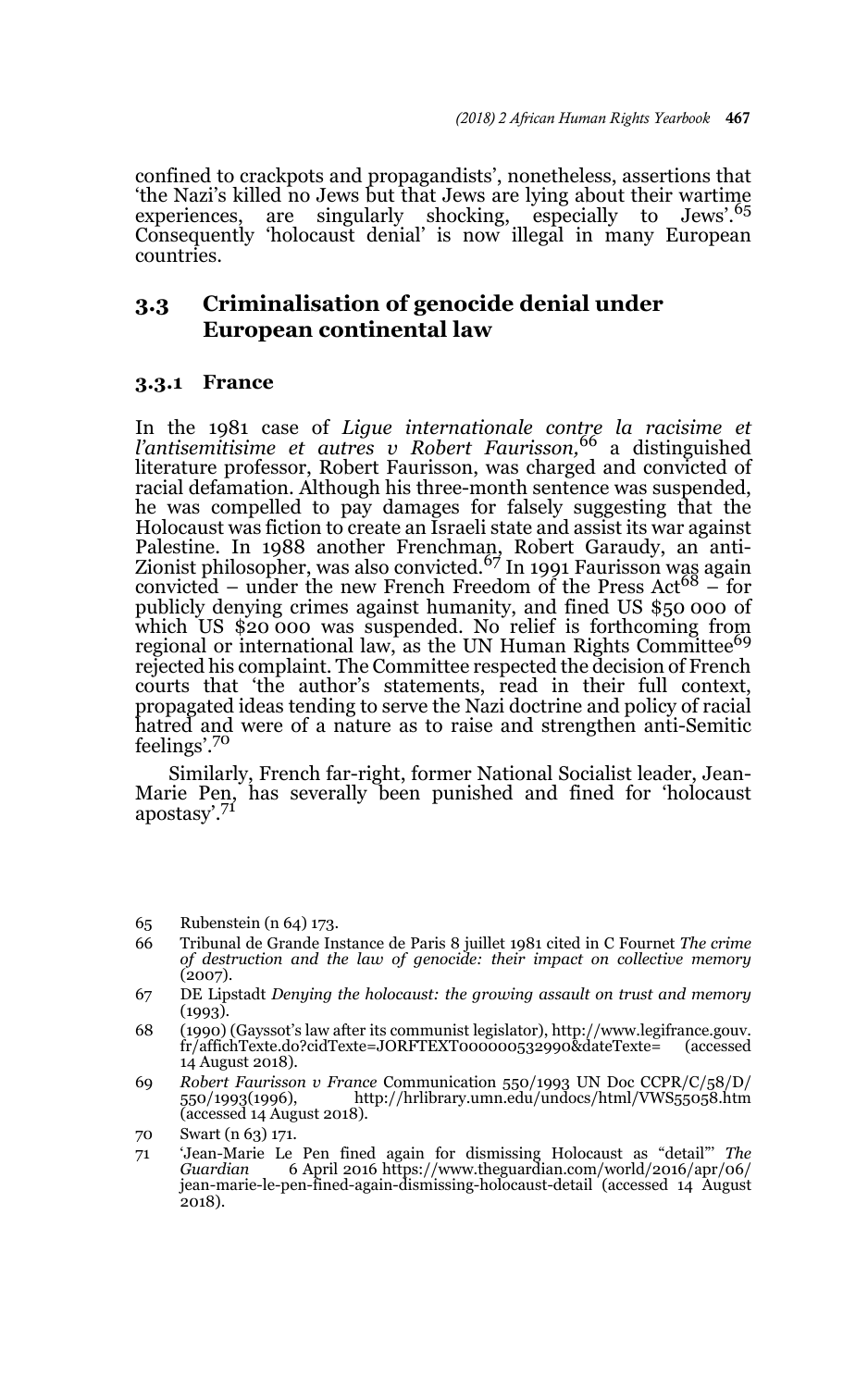confined to crackpots and propagandists', nonetheless, assertions that 'the Nazi's killed no Jews but that Jews are lying about their wartime experiences, are singularly shocking, especially to Jews'.[65] Consequently 'holocaust denial' is now illegal in many European countries.

## 3.3 Criminalisation of genocide denial under European continental law

### 3.3.1 France

In the 1981 case of *Ligue internationale contre la racisime et l'antisemitisime et autres v Robert Faurisson,*[66] a distinguished literature professor, Robert Faurisson, was charged and convicted of racial defamation. Although his three-month sentence was suspended, he was compelled to pay damages for falsely suggesting that the Holocaust was fiction to create an Israeli state and assist its war against Palestine. In 1988 another Frenchman, Robert Garaudy, an anti-Zionist philosopher, was also convicted.[67] In 1991 Faurisson was again convicted – under the new French Freedom of the Press Act[68] – for publicly denying crimes against humanity, and fined US $50 000 of which US $20 000 was suspended. No relief is forthcoming from regional or international law, as the UN Human Rights Committee[69] rejected his complaint. The Committee respected the decision of French courts that 'the author's statements, read in their full context, propagated ideas tending to serve the Nazi doctrine and policy of racial hatred and were of a nature as to raise and strengthen anti-Semitic feelings'.[70]

Similarly, French far-right, former National Socialist leader, Jean-Marie Pen, has severally been punished and fined for 'holocaust apostasy'.[71]

---

65 Rubenstein (n 64) 173.

66 Tribunal de Grande Instance de Paris 8 juillet 1981 cited in C Fournet *The crime of destruction and the law of genocide: their impact on collective memory* (2007).

67 DE Lipstadt *Denying the holocaust: the growing assault on trust and memory* (1993).

68 (1990) (Gayssot's law after its communist legislator), http://www.legifrance.gouv.fr/affichTexte.do?cidTexte=JORFTEXT000000532990&dateTexte= (accessed 14 August 2018).

69 *Robert Faurisson v France* Communication 550/1993 UN Doc CCPR/C/58/D/550/1993(1996), http://hrlibrary.umn.edu/undocs/html/VWS55058.htm (accessed 14 August 2018).

70 Swart (n 63) 171.

71 'Jean-Marie Le Pen fined again for dismissing Holocaust as "detail"' *The Guardian* 6 April 2016 https://www.theguardian.com/world/2016/apr/06/jean-marie-le-pen-fined-again-dismissing-holocaust-detail (accessed 14 August 2018).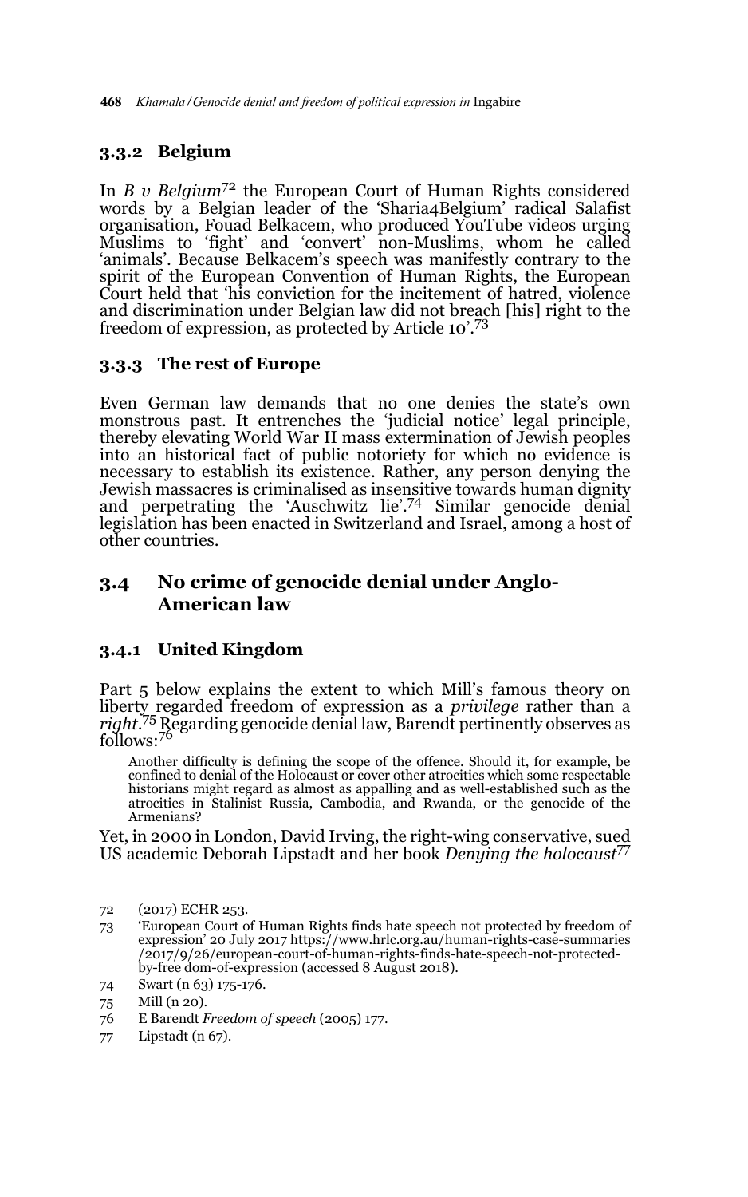### 3.3.2 Belgium

In *B v Belgium*[72] the European Court of Human Rights considered words by a Belgian leader of the 'Sharia4Belgium' radical Salafist organisation, Fouad Belkacem, who produced YouTube videos urging Muslims to 'fight' and 'convert' non-Muslims, whom he called 'animals'. Because Belkacem's speech was manifestly contrary to the spirit of the European Convention of Human Rights, the European Court held that 'his conviction for the incitement of hatred, violence and discrimination under Belgian law did not breach [his] right to the freedom of expression, as protected by Article 10'.[73]

### 3.3.3 The rest of Europe

Even German law demands that no one denies the state's own monstrous past. It entrenches the 'judicial notice' legal principle, thereby elevating World War II mass extermination of Jewish peoples into an historical fact of public notoriety for which no evidence is necessary to establish its existence. Rather, any person denying the Jewish massacres is criminalised as insensitive towards human dignity and perpetrating the 'Auschwitz lie'.[74] Similar genocide denial legislation has been enacted in Switzerland and Israel, among a host of other countries.

## 3.4 No crime of genocide denial under Anglo-American law

### 3.4.1 United Kingdom

Part 5 below explains the extent to which Mill's famous theory on liberty regarded freedom of expression as a *privilege* rather than a *right*.[75] Regarding genocide denial law, Barendt pertinently observes as follows:[76]

> Another difficulty is defining the scope of the offence. Should it, for example, be confined to denial of the Holocaust or cover other atrocities which some respectable historians might regard as almost as appalling and as well-established such as the atrocities in Stalinist Russia, Cambodia, and Rwanda, or the genocide of the Armenians?

Yet, in 2000 in London, David Irving, the right-wing conservative, sued US academic Deborah Lipstadt and her book *Denying the holocaust*[77]

---

72 (2017) ECHR 253.

73 'European Court of Human Rights finds hate speech not protected by freedom of expression' 20 July 2017 https://www.hrlc.org.au/human-rights-case-summaries/2017/9/26/european-court-of-human-rights-finds-hate-speech-not-protected-by-free dom-of-expression (accessed 8 August 2018).

74 Swart (n 63) 175-176.

75 Mill (n 20).

76 E Barendt *Freedom of speech* (2005) 177.

77 Lipstadt (n 67).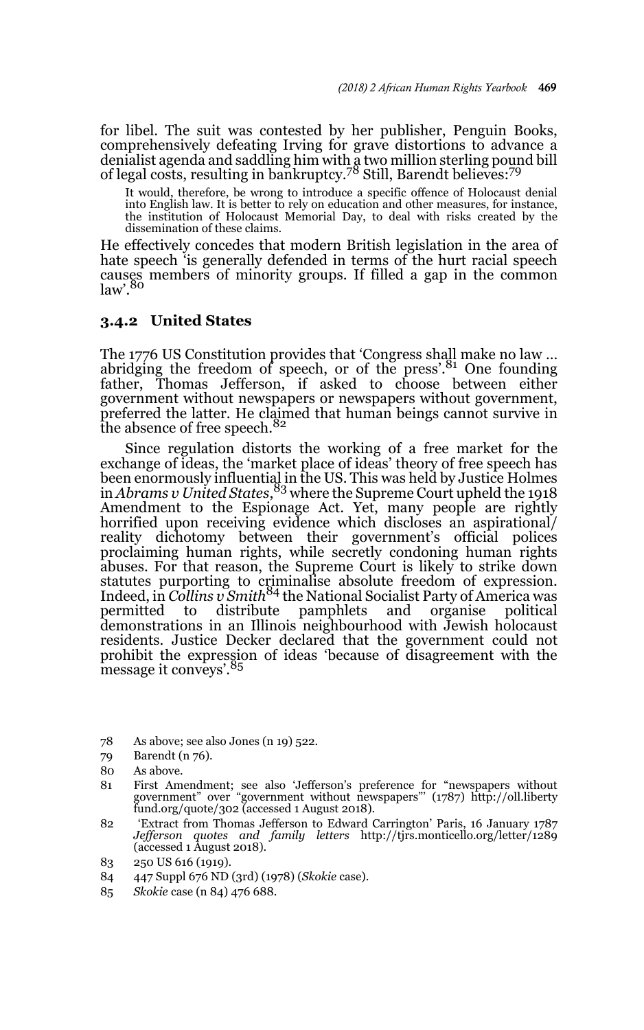for libel. The suit was contested by her publisher, Penguin Books, comprehensively defeating Irving for grave distortions to advance a denialist agenda and saddling him with a two million sterling pound bill of legal costs, resulting in bankruptcy.[78] Still, Barendt believes:[79]

> It would, therefore, be wrong to introduce a specific offence of Holocaust denial into English law. It is better to rely on education and other measures, for instance, the institution of Holocaust Memorial Day, to deal with risks created by the dissemination of these claims.

He effectively concedes that modern British legislation in the area of hate speech 'is generally defended in terms of the hurt racial speech causes members of minority groups. If filled a gap in the common law'.[80]

### 3.4.2 United States

The 1776 US Constitution provides that 'Congress shall make no law … abridging the freedom of speech, or of the press'.[81] One founding father, Thomas Jefferson, if asked to choose between either government without newspapers or newspapers without government, preferred the latter. He claimed that human beings cannot survive in the absence of free speech.[82]

Since regulation distorts the working of a free market for the exchange of ideas, the 'market place of ideas' theory of free speech has been enormously influential in the US. This was held by Justice Holmes in *Abrams v United States*,[83] where the Supreme Court upheld the 1918 Amendment to the Espionage Act. Yet, many people are rightly horrified upon receiving evidence which discloses an aspirational/reality dichotomy between their government's official polices proclaiming human rights, while secretly condoning human rights abuses. For that reason, the Supreme Court is likely to strike down statutes purporting to criminalise absolute freedom of expression. Indeed, in *Collins v Smith*[84] the National Socialist Party of America was permitted to distribute pamphlets and organise political demonstrations in an Illinois neighbourhood with Jewish holocaust residents. Justice Decker declared that the government could not prohibit the expression of ideas 'because of disagreement with the message it conveys'.[85]

78 As above; see also Jones (n 19) 522.

79 Barendt (n 76).

80 As above.

81 First Amendment; see also 'Jefferson's preference for "newspapers without government" over "government without newspapers"' (1787) http://oll.libertyfund.org/quote/302 (accessed 1 August 2018).

82 'Extract from Thomas Jefferson to Edward Carrington' Paris, 16 January 1787 *Jefferson quotes and family letters* http://tjrs.monticello.org/letter/1289 (accessed 1 August 2018).

83 250 US 616 (1919).

84 447 Suppl 676 ND (3rd) (1978) (*Skokie* case).

85 *Skokie* case (n 84) 476 688.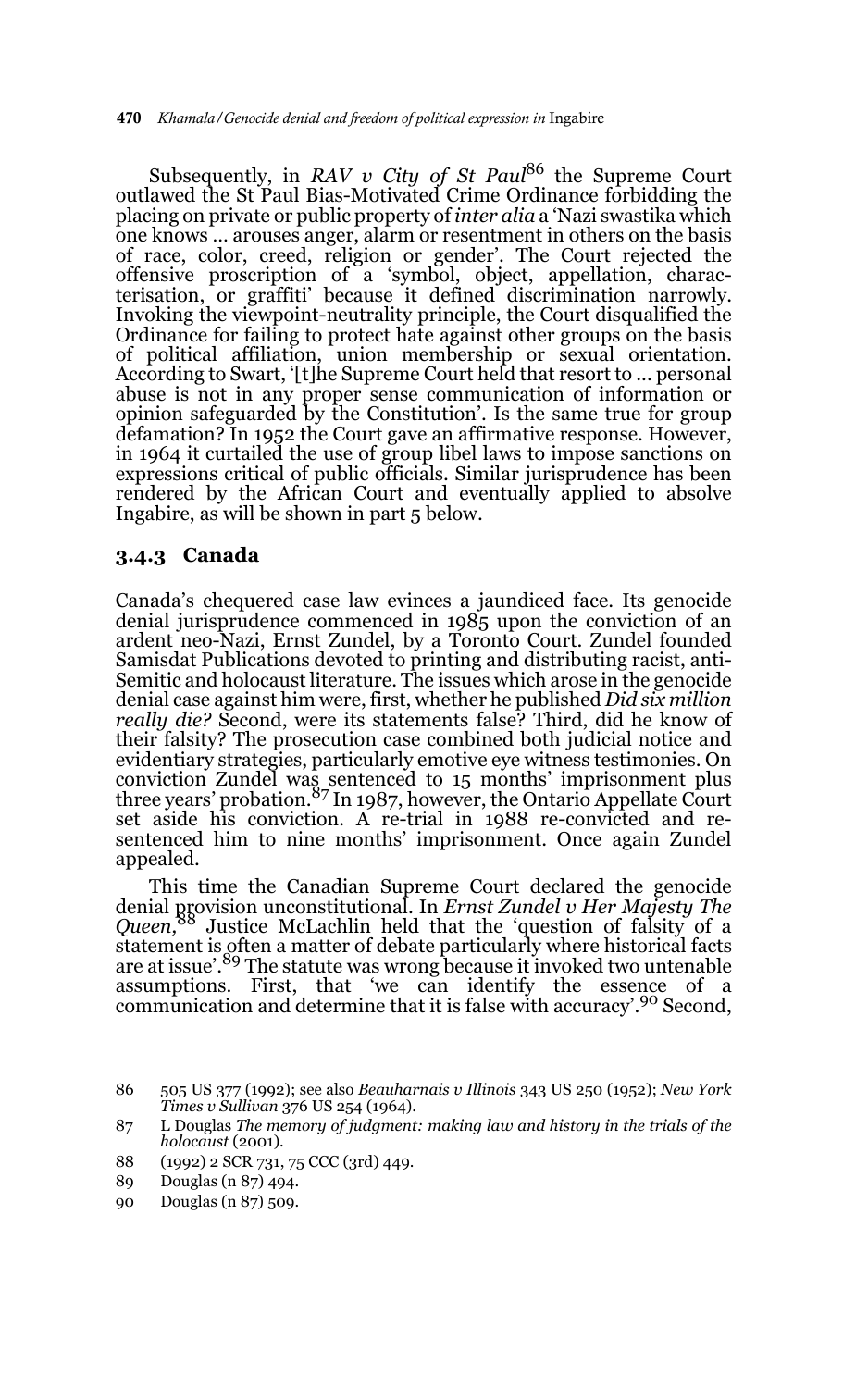Subsequently, in *RAV v City of St Paul*[86] the Supreme Court outlawed the St Paul Bias-Motivated Crime Ordinance forbidding the placing on private or public property of *inter alia* a 'Nazi swastika which one knows … arouses anger, alarm or resentment in others on the basis of race, color, creed, religion or gender'. The Court rejected the offensive proscription of a 'symbol, object, appellation, characterisation, or graffiti' because it defined discrimination narrowly. Invoking the viewpoint-neutrality principle, the Court disqualified the Ordinance for failing to protect hate against other groups on the basis of political affiliation, union membership or sexual orientation. According to Swart, '[t]he Supreme Court held that resort to … personal abuse is not in any proper sense communication of information or opinion safeguarded by the Constitution'. Is the same true for group defamation? In 1952 the Court gave an affirmative response. However, in 1964 it curtailed the use of group libel laws to impose sanctions on expressions critical of public officials. Similar jurisprudence has been rendered by the African Court and eventually applied to absolve Ingabire, as will be shown in part 5 below.

### 3.4.3 Canada

Canada's chequered case law evinces a jaundiced face. Its genocide denial jurisprudence commenced in 1985 upon the conviction of an ardent neo-Nazi, Ernst Zundel, by a Toronto Court. Zundel founded Samisdat Publications devoted to printing and distributing racist, anti-Semitic and holocaust literature. The issues which arose in the genocide denial case against him were, first, whether he published *Did six million really die?* Second, were its statements false? Third, did he know of their falsity? The prosecution case combined both judicial notice and evidentiary strategies, particularly emotive eye witness testimonies. On conviction Zundel was sentenced to 15 months' imprisonment plus three years' probation.[87] In 1987, however, the Ontario Appellate Court set aside his conviction. A re-trial in 1988 re-convicted and re-sentenced him to nine months' imprisonment. Once again Zundel appealed.

This time the Canadian Supreme Court declared the genocide denial provision unconstitutional. In *Ernst Zundel v Her Majesty The Queen*,[88] Justice McLachlin held that the 'question of falsity of a statement is often a matter of debate particularly where historical facts are at issue'.[89] The statute was wrong because it invoked two untenable assumptions. First, that 'we can identify the essence of a communication and determine that it is false with accuracy'.[90] Second,

---

86 505 US 377 (1992); see also *Beauharnais v Illinois* 343 US 250 (1952); *New York Times v Sullivan* 376 US 254 (1964).

87 L Douglas *The memory of judgment: making law and history in the trials of the holocaust* (2001).

88 (1992) 2 SCR 731, 75 CCC (3rd) 449.

89 Douglas (n 87) 494.

90 Douglas (n 87) 509.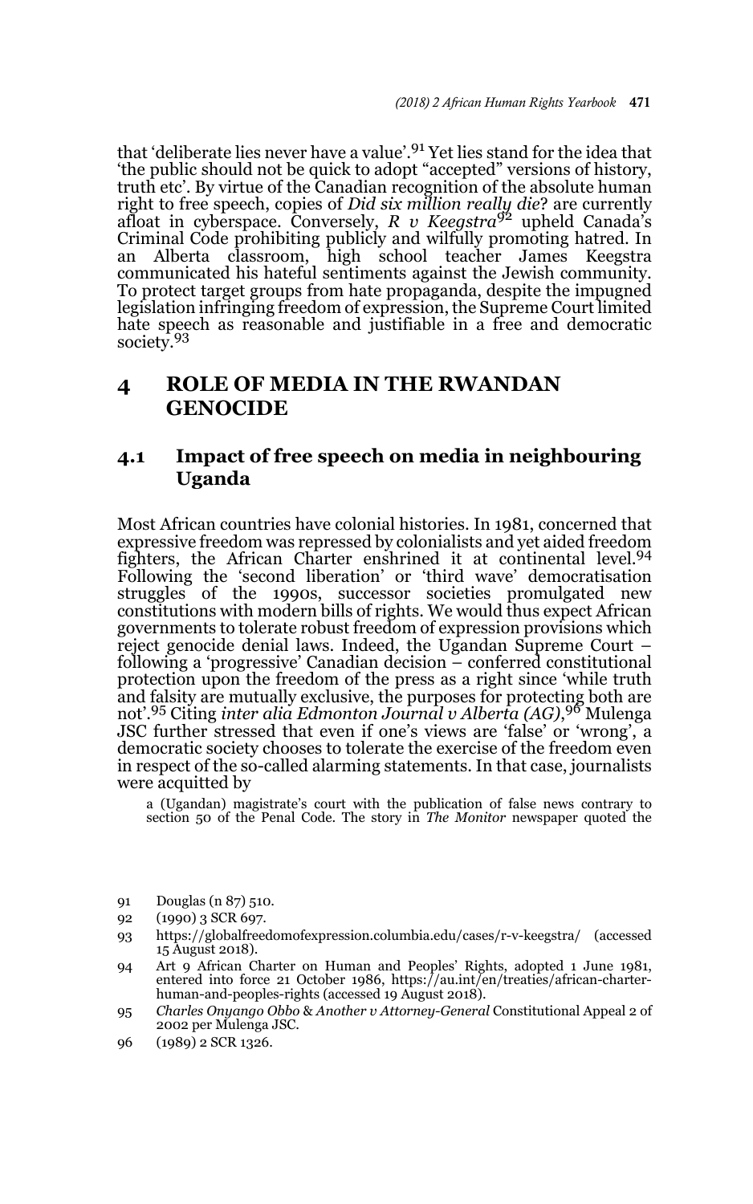that 'deliberate lies never have a value'.[91] Yet lies stand for the idea that 'the public should not be quick to adopt "accepted" versions of history, truth etc'. By virtue of the Canadian recognition of the absolute human right to free speech, copies of *Did six million really die*? are currently afloat in cyberspace. Conversely, *R v Keegstra*[92] upheld Canada's Criminal Code prohibiting publicly and wilfully promoting hatred. In an Alberta classroom, high school teacher James Keegstra communicated his hateful sentiments against the Jewish community. To protect target groups from hate propaganda, despite the impugned legislation infringing freedom of expression, the Supreme Court limited hate speech as reasonable and justifiable in a free and democratic society.[93]

# 4 ROLE OF MEDIA IN THE RWANDAN GENOCIDE

## 4.1 Impact of free speech on media in neighbouring Uganda

Most African countries have colonial histories. In 1981, concerned that expressive freedom was repressed by colonialists and yet aided freedom fighters, the African Charter enshrined it at continental level.[94] Following the 'second liberation' or 'third wave' democratisation struggles of the 1990s, successor societies promulgated new constitutions with modern bills of rights. We would thus expect African governments to tolerate robust freedom of expression provisions which reject genocide denial laws. Indeed, the Ugandan Supreme Court – following a 'progressive' Canadian decision – conferred constitutional protection upon the freedom of the press as a right since 'while truth and falsity are mutually exclusive, the purposes for protecting both are not'.[95] Citing *inter alia Edmonton Journal v Alberta (AG)*,[96] Mulenga JSC further stressed that even if one's views are 'false' or 'wrong', a democratic society chooses to tolerate the exercise of the freedom even in respect of the so-called alarming statements. In that case, journalists were acquitted by

> a (Ugandan) magistrate's court with the publication of false news contrary to section 50 of the Penal Code. The story in *The Monitor* newspaper quoted the

---

91 Douglas (n 87) 510.

92 (1990) 3 SCR 697.

93 https://globalfreedomofexpression.columbia.edu/cases/r-v-keegstra/ (accessed 15 August 2018).

94 Art 9 African Charter on Human and Peoples' Rights, adopted 1 June 1981, entered into force 21 October 1986, https://au.int/en/treaties/african-charter-human-and-peoples-rights (accessed 19 August 2018).

95 *Charles Onyango Obbo* & *Another v Attorney-General* Constitutional Appeal 2 of 2002 per Mulenga JSC.

96 (1989) 2 SCR 1326.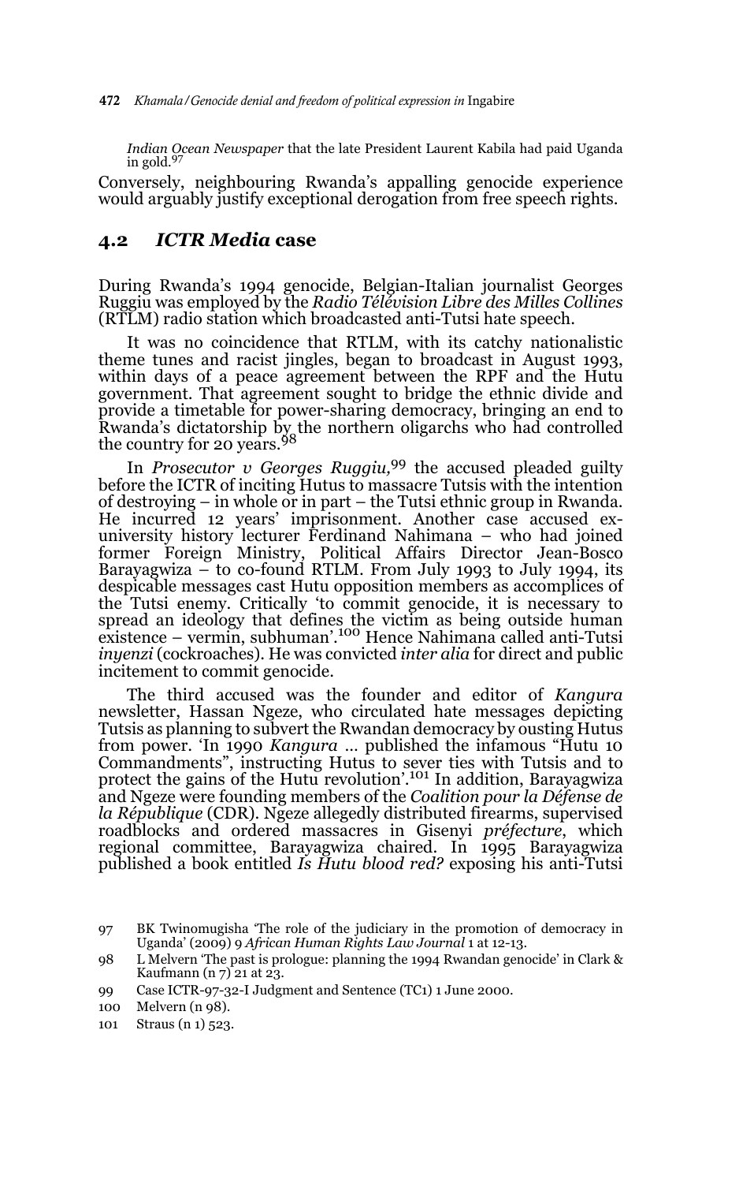*Indian Ocean Newspaper* that the late President Laurent Kabila had paid Uganda in gold.[97]

Conversely, neighbouring Rwanda's appalling genocide experience would arguably justify exceptional derogation from free speech rights.

## 4.2 *ICTR Media* case

During Rwanda's 1994 genocide, Belgian-Italian journalist Georges Ruggiu was employed by the *Radio Télévision Libre des Milles Collines* (RTLM) radio station which broadcasted anti-Tutsi hate speech.

It was no coincidence that RTLM, with its catchy nationalistic theme tunes and racist jingles, began to broadcast in August 1993, within days of a peace agreement between the RPF and the Hutu government. That agreement sought to bridge the ethnic divide and provide a timetable for power-sharing democracy, bringing an end to Rwanda's dictatorship by the northern oligarchs who had controlled the country for 20 years.[98]

In *Prosecutor v Georges Ruggiu,*[99] the accused pleaded guilty before the ICTR of inciting Hutus to massacre Tutsis with the intention of destroying – in whole or in part – the Tutsi ethnic group in Rwanda. He incurred 12 years' imprisonment. Another case accused ex-university history lecturer Ferdinand Nahimana – who had joined former Foreign Ministry, Political Affairs Director Jean-Bosco Barayagwiza – to co-found RTLM. From July 1993 to July 1994, its despicable messages cast Hutu opposition members as accomplices of the Tutsi enemy. Critically 'to commit genocide, it is necessary to spread an ideology that defines the victim as being outside human existence – vermin, subhuman'.[100] Hence Nahimana called anti-Tutsi *inyenzi* (cockroaches). He was convicted *inter alia* for direct and public incitement to commit genocide.

The third accused was the founder and editor of *Kangura* newsletter, Hassan Ngeze, who circulated hate messages depicting Tutsis as planning to subvert the Rwandan democracy by ousting Hutus from power. 'In 1990 *Kangura* … published the infamous "Hutu 10 Commandments", instructing Hutus to sever ties with Tutsis and to protect the gains of the Hutu revolution'.[101] In addition, Barayagwiza and Ngeze were founding members of the *Coalition pour la Défense de la République* (CDR). Ngeze allegedly distributed firearms, supervised roadblocks and ordered massacres in Gisenyi *préfecture*, which regional committee, Barayagwiza chaired. In 1995 Barayagwiza published a book entitled *Is Hutu blood red?* exposing his anti-Tutsi

---

97 BK Twinomugisha 'The role of the judiciary in the promotion of democracy in Uganda' (2009) 9 *African Human Rights Law Journal* 1 at 12-13.

98 L Melvern 'The past is prologue: planning the 1994 Rwandan genocide' in Clark & Kaufmann (n 7) 21 at 23.

99 Case ICTR-97-32-I Judgment and Sentence (TC1) 1 June 2000.

100 Melvern (n 98).

101 Straus (n 1) 523.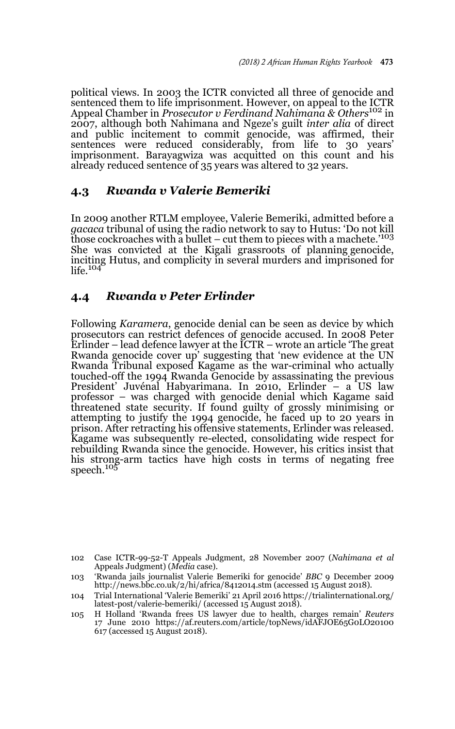political views. In 2003 the ICTR convicted all three of genocide and sentenced them to life imprisonment. However, on appeal to the ICTR Appeal Chamber in *Prosecutor v Ferdinand Nahimana & Others*[102] in 2007, although both Nahimana and Ngeze's guilt *inter alia* of direct and public incitement to commit genocide, was affirmed, their sentences were reduced considerably, from life to 30 years' imprisonment. Barayagwiza was acquitted on this count and his already reduced sentence of 35 years was altered to 32 years.

## 4.3 *Rwanda v Valerie Bemeriki*

In 2009 another RTLM employee, Valerie Bemeriki, admitted before a *gacaca* tribunal of using the radio network to say to Hutus: 'Do not kill those cockroaches with a bullet – cut them to pieces with a machete.'[103] She was convicted at the Kigali grassroots of planning genocide, inciting Hutus, and complicity in several murders and imprisoned for life.[104]

## 4.4 *Rwanda v Peter Erlinder*

Following *Karamera*, genocide denial can be seen as device by which prosecutors can restrict defences of genocide accused. In 2008 Peter Erlinder – lead defence lawyer at the ICTR – wrote an article 'The great Rwanda genocide cover up' suggesting that 'new evidence at the UN Rwanda Tribunal exposed Kagame as the war-criminal who actually touched-off the 1994 Rwanda Genocide by assassinating the previous President' Juvénal Habyarimana. In 2010, Erlinder – a US law professor – was charged with genocide denial which Kagame said threatened state security. If found guilty of grossly minimising or attempting to justify the 1994 genocide, he faced up to 20 years in prison. After retracting his offensive statements, Erlinder was released. Kagame was subsequently re-elected, consolidating wide respect for rebuilding Rwanda since the genocide. However, his critics insist that his strong-arm tactics have high costs in terms of negating free speech.[105]

---

102 Case ICTR-99-52-T Appeals Judgment, 28 November 2007 (*Nahimana et al* Appeals Judgment) (*Media* case).

103 'Rwanda jails journalist Valerie Bemeriki for genocide' *BBC* 9 December 2009 http://news.bbc.co.uk/2/hi/africa/8412014.stm (accessed 15 August 2018).

104 Trial International 'Valerie Bemeriki' 21 April 2016 https://trialinternational.org/latest-post/valerie-bemeriki/ (accessed 15 August 2018).

105 H Holland 'Rwanda frees US lawyer due to health, charges remain' *Reuters* 17 June 2010 https://af.reuters.com/article/topNews/idAFJOE65G0LO20100617 (accessed 15 August 2018).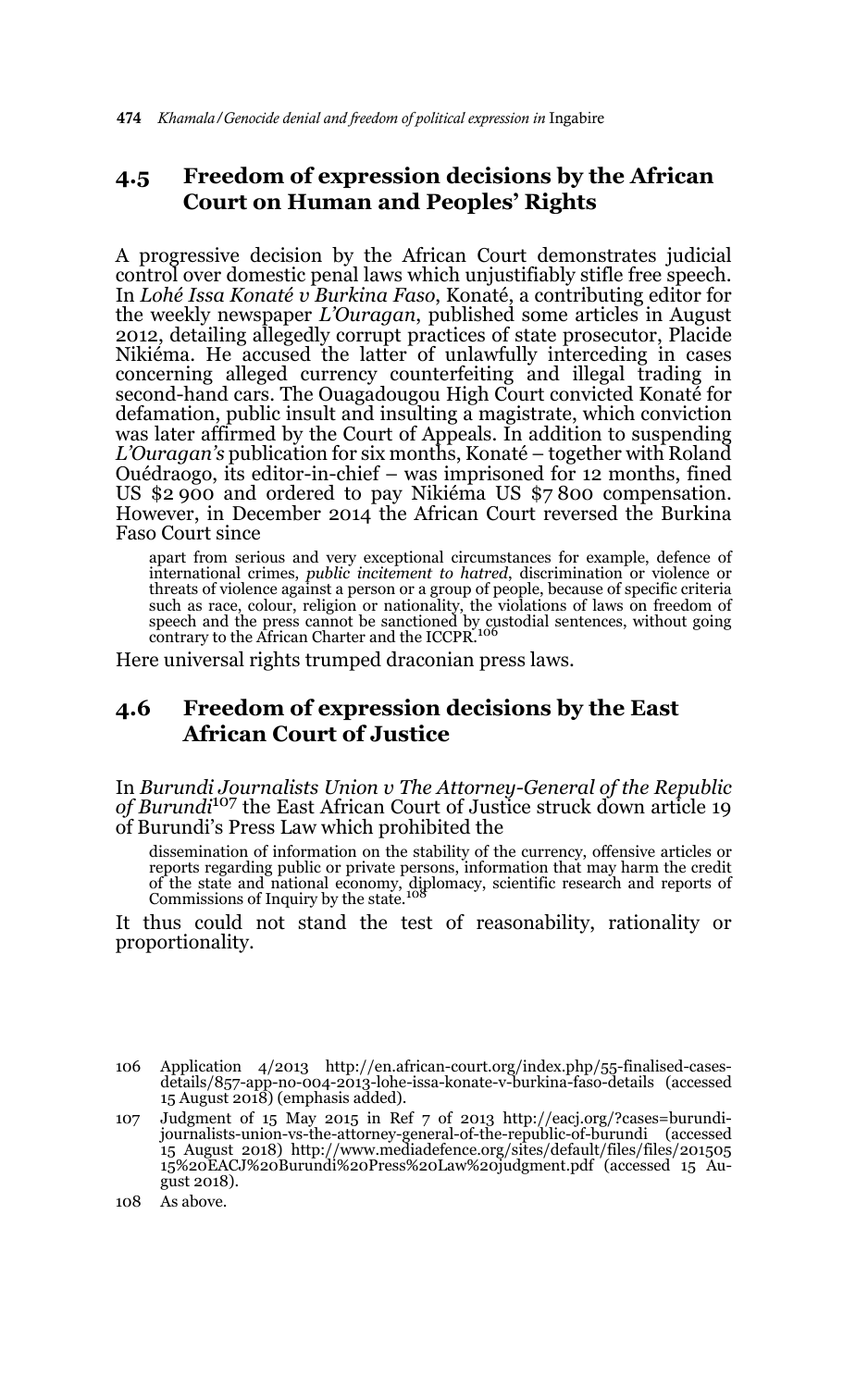## 4.5 Freedom of expression decisions by the African Court on Human and Peoples' Rights

A progressive decision by the African Court demonstrates judicial control over domestic penal laws which unjustifiably stifle free speech. In *Lohé Issa Konaté v Burkina Faso*, Konaté, a contributing editor for the weekly newspaper *L'Ouragan*, published some articles in August 2012, detailing allegedly corrupt practices of state prosecutor, Placide Nikiéma. He accused the latter of unlawfully interceding in cases concerning alleged currency counterfeiting and illegal trading in second-hand cars. The Ouagadougou High Court convicted Konaté for defamation, public insult and insulting a magistrate, which conviction was later affirmed by the Court of Appeals. In addition to suspending *L'Ouragan's* publication for six months, Konaté – together with Roland Ouédraogo, its editor-in-chief – was imprisoned for 12 months, fined US $2 900 and ordered to pay Nikiéma US $7 800 compensation. However, in December 2014 the African Court reversed the Burkina Faso Court since

> apart from serious and very exceptional circumstances for example, defence of international crimes, *public incitement to hatred*, discrimination or violence or threats of violence against a person or a group of people, because of specific criteria such as race, colour, religion or nationality, the violations of laws on freedom of speech and the press cannot be sanctioned by custodial sentences, without going contrary to the African Charter and the ICCPR.[106]

Here universal rights trumped draconian press laws.

## 4.6 Freedom of expression decisions by the East African Court of Justice

In *Burundi Journalists Union v The Attorney-General of the Republic of Burundi*[107] the East African Court of Justice struck down article 19 of Burundi's Press Law which prohibited the

> dissemination of information on the stability of the currency, offensive articles or reports regarding public or private persons, information that may harm the credit of the state and national economy, diplomacy, scientific research and reports of Commissions of Inquiry by the state.[108]

It thus could not stand the test of reasonability, rationality or proportionality.

---

106 Application 4/2013 http://en.african-court.org/index.php/55-finalised-cases-details/857-app-no-004-2013-lohe-issa-konate-v-burkina-faso-details (accessed 15 August 2018) (emphasis added).

107 Judgment of 15 May 2015 in Ref 7 of 2013 http://eacj.org/?cases=burundi-journalists-union-vs-the-attorney-general-of-the-republic-of-burundi (accessed 15 August 2018) http://www.mediadefence.org/sites/default/files/files/201505 15%20EACJ%20Burundi%20Press%20Law%20judgment.pdf (accessed 15 August 2018).

108 As above.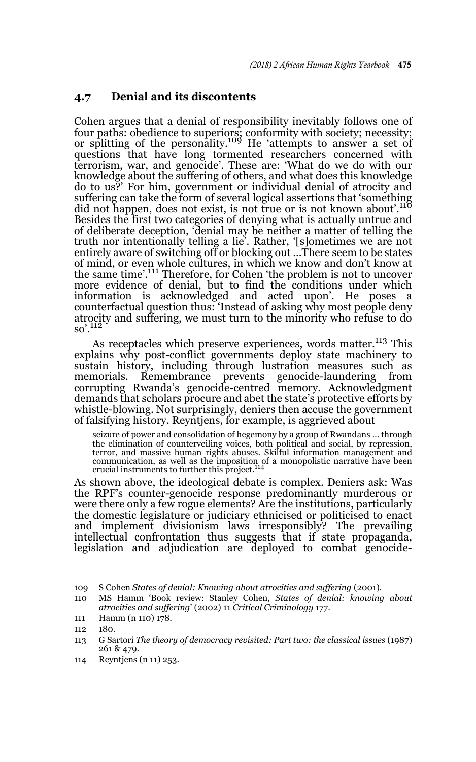## 4.7 Denial and its discontents

Cohen argues that a denial of responsibility inevitably follows one of four paths: obedience to superiors; conformity with society; necessity; or splitting of the personality.[109] He 'attempts to answer a set of questions that have long tormented researchers concerned with terrorism, war, and genocide'. These are: 'What do we do with our knowledge about the suffering of others, and what does this knowledge do to us?' For him, government or individual denial of atrocity and suffering can take the form of several logical assertions that 'something did not happen, does not exist, is not true or is not known about'.[110] Besides the first two categories of denying what is actually untrue and of deliberate deception, 'denial may be neither a matter of telling the truth nor intentionally telling a lie'. Rather, '[s]ometimes we are not entirely aware of switching off or blocking out …There seem to be states of mind, or even whole cultures, in which we know and don't know at the same time'.[111] Therefore, for Cohen 'the problem is not to uncover more evidence of denial, but to find the conditions under which information is acknowledged and acted upon'. He poses a counterfactual question thus: 'Instead of asking why most people deny atrocity and suffering, we must turn to the minority who refuse to do so'.[112]

As receptacles which preserve experiences, words matter.[113] This explains why post-conflict governments deploy state machinery to sustain history, including through lustration measures such as memorials. Remembrance prevents genocide-laundering from corrupting Rwanda's genocide-centred memory. Acknowledgment demands that scholars procure and abet the state's protective efforts by whistle-blowing. Not surprisingly, deniers then accuse the government of falsifying history. Reyntjens, for example, is aggrieved about

> seizure of power and consolidation of hegemony by a group of Rwandans … through the elimination of counterveiling voices, both political and social, by repression, terror, and massive human rights abuses. Skilful information management and communication, as well as the imposition of a monopolistic narrative have been crucial instruments to further this project.[114]

As shown above, the ideological debate is complex. Deniers ask: Was the RPF's counter-genocide response predominantly murderous or were there only a few rogue elements? Are the institutions, particularly the domestic legislature or judiciary ethnicised or politicised to enact and implement divisionism laws irresponsibly? The prevailing intellectual confrontation thus suggests that if state propaganda, legislation and adjudication are deployed to combat genocide-

---

109 S Cohen *States of denial: Knowing about atrocities and suffering* (2001).

110 MS Hamm 'Book review: Stanley Cohen, *States of denial: knowing about atrocities and suffering*' (2002) 11 *Critical Criminology* 177.

111 Hamm (n 110) 178.

112 180.

113 G Sartori *The theory of democracy revisited: Part two: the classical issues* (1987) 261 & 479.

114 Reyntjens (n 11) 253.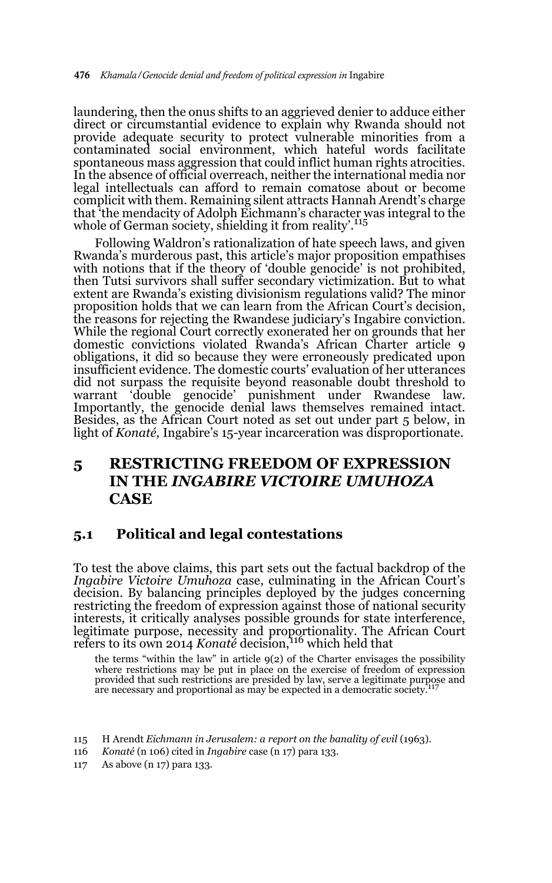laundering, then the onus shifts to an aggrieved denier to adduce either direct or circumstantial evidence to explain why Rwanda should not provide adequate security to protect vulnerable minorities from a contaminated social environment, which hateful words facilitate spontaneous mass aggression that could inflict human rights atrocities. In the absence of official overreach, neither the international media nor legal intellectuals can afford to remain comatose about or become complicit with them. Remaining silent attracts Hannah Arendt's charge that 'the mendacity of Adolph Eichmann's character was integral to the whole of German society, shielding it from reality'.[115]

Following Waldron's rationalization of hate speech laws, and given Rwanda's murderous past, this article's major proposition empathises with notions that if the theory of 'double genocide' is not prohibited, then Tutsi survivors shall suffer secondary victimization. But to what extent are Rwanda's existing divisionism regulations valid? The minor proposition holds that we can learn from the African Court's decision, the reasons for rejecting the Rwandese judiciary's Ingabire conviction. While the regional Court correctly exonerated her on grounds that her domestic convictions violated Rwanda's African Charter article 9 obligations, it did so because they were erroneously predicated upon insufficient evidence. The domestic courts' evaluation of her utterances did not surpass the requisite beyond reasonable doubt threshold to warrant 'double genocide' punishment under Rwandese law. Importantly, the genocide denial laws themselves remained intact. Besides, as the African Court noted as set out under part 5 below, in light of *Konaté,* Ingabire's 15-year incarceration was disproportionate.

# 5 RESTRICTING FREEDOM OF EXPRESSION IN THE *INGABIRE VICTOIRE UMUHOZA* CASE

## 5.1 Political and legal contestations

To test the above claims, this part sets out the factual backdrop of the *Ingabire Victoire Umuhoza* case, culminating in the African Court's decision. By balancing principles deployed by the judges concerning restricting the freedom of expression against those of national security interests, it critically analyses possible grounds for state interference, legitimate purpose, necessity and proportionality. The African Court refers to its own 2014 *Konaté* decision,[116] which held that

> the terms "within the law" in article 9(2) of the Charter envisages the possibility where restrictions may be put in place on the exercise of freedom of expression provided that such restrictions are presided by law, serve a legitimate purpose and are necessary and proportional as may be expected in a democratic society.[117]

115 H Arendt *Eichmann in Jerusalem: a report on the banality of evil* (1963).

116 *Konaté* (n 106) cited in *Ingabire* case (n 17) para 133.

117 As above (n 17) para 133.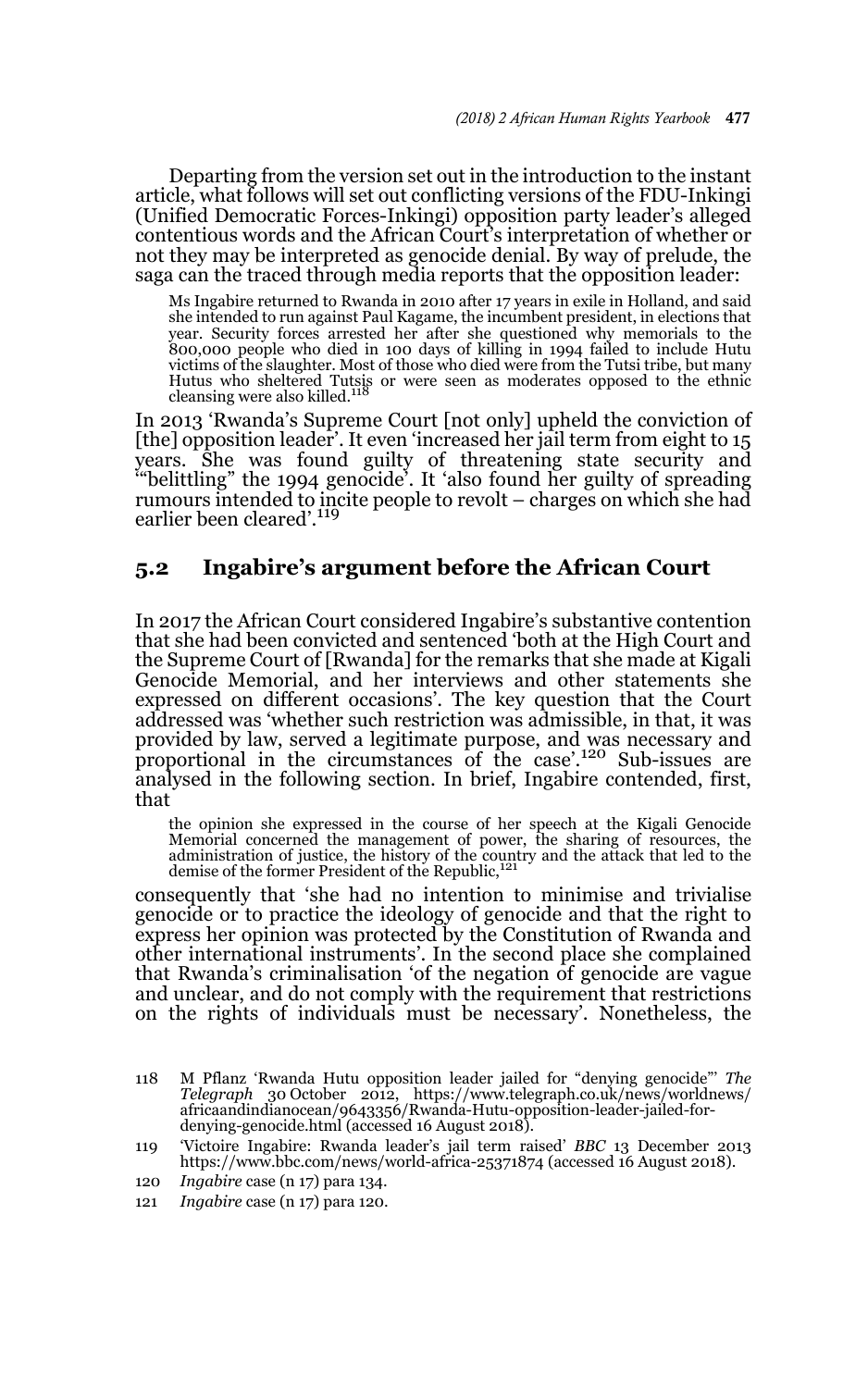Departing from the version set out in the introduction to the instant article, what follows will set out conflicting versions of the FDU-Inkingi (Unified Democratic Forces-Inkingi) opposition party leader's alleged contentious words and the African Court's interpretation of whether or not they may be interpreted as genocide denial. By way of prelude, the saga can the traced through media reports that the opposition leader:

> Ms Ingabire returned to Rwanda in 2010 after 17 years in exile in Holland, and said she intended to run against Paul Kagame, the incumbent president, in elections that year. Security forces arrested her after she questioned why memorials to the 800,000 people who died in 100 days of killing in 1994 failed to include Hutu victims of the slaughter. Most of those who died were from the Tutsi tribe, but many Hutus who sheltered Tutsis or were seen as moderates opposed to the ethnic cleansing were also killed.[118]

In 2013 'Rwanda's Supreme Court [not only] upheld the conviction of [the] opposition leader'. It even 'increased her jail term from eight to 15 years. She was found guilty of threatening state security and '"belittling" the 1994 genocide'. It 'also found her guilty of spreading rumours intended to incite people to revolt – charges on which she had earlier been cleared'.[119]

## 5.2 Ingabire's argument before the African Court

In 2017 the African Court considered Ingabire's substantive contention that she had been convicted and sentenced 'both at the High Court and the Supreme Court of [Rwanda] for the remarks that she made at Kigali Genocide Memorial, and her interviews and other statements she expressed on different occasions'. The key question that the Court addressed was 'whether such restriction was admissible, in that, it was provided by law, served a legitimate purpose, and was necessary and proportional in the circumstances of the case'.[120] Sub-issues are analysed in the following section. In brief, Ingabire contended, first, that

> the opinion she expressed in the course of her speech at the Kigali Genocide Memorial concerned the management of power, the sharing of resources, the administration of justice, the history of the country and the attack that led to the demise of the former President of the Republic,[121]

consequently that 'she had no intention to minimise and trivialise genocide or to practice the ideology of genocide and that the right to express her opinion was protected by the Constitution of Rwanda and other international instruments'. In the second place she complained that Rwanda's criminalisation 'of the negation of genocide are vague and unclear, and do not comply with the requirement that restrictions on the rights of individuals must be necessary'. Nonetheless, the

---

118 M Pflanz 'Rwanda Hutu opposition leader jailed for "denying genocide"' *The Telegraph* 30 October 2012, https://www.telegraph.co.uk/news/worldnews/africaandindianocean/9643356/Rwanda-Hutu-opposition-leader-jailed-for-denying-genocide.html (accessed 16 August 2018).

119 'Victoire Ingabire: Rwanda leader's jail term raised' *BBC* 13 December 2013 https://www.bbc.com/news/world-africa-25371874 (accessed 16 August 2018).

120 *Ingabire* case (n 17) para 134.

121 *Ingabire* case (n 17) para 120.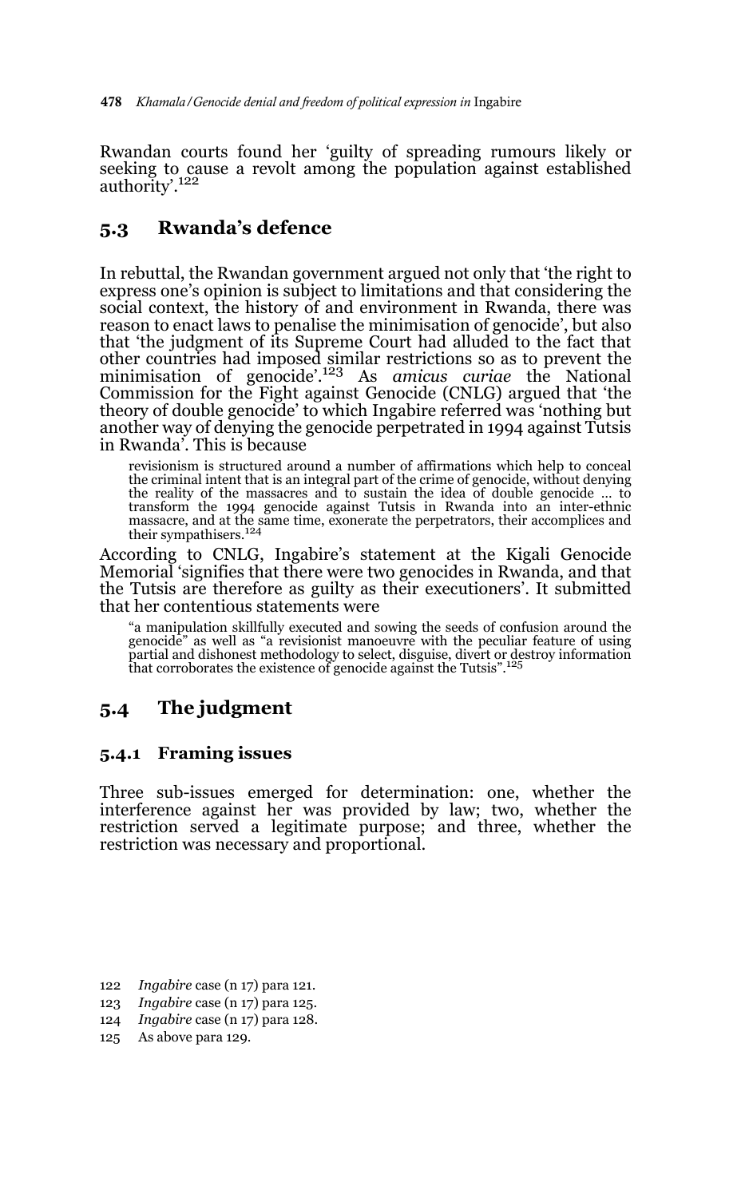Rwandan courts found her 'guilty of spreading rumours likely or seeking to cause a revolt among the population against established authority'.[122]

## 5.3 Rwanda's defence

In rebuttal, the Rwandan government argued not only that 'the right to express one's opinion is subject to limitations and that considering the social context, the history of and environment in Rwanda, there was reason to enact laws to penalise the minimisation of genocide', but also that 'the judgment of its Supreme Court had alluded to the fact that other countries had imposed similar restrictions so as to prevent the minimisation of genocide'.[123] As *amicus curiae* the National Commission for the Fight against Genocide (CNLG) argued that 'the theory of double genocide' to which Ingabire referred was 'nothing but another way of denying the genocide perpetrated in 1994 against Tutsis in Rwanda'. This is because

> revisionism is structured around a number of affirmations which help to conceal the criminal intent that is an integral part of the crime of genocide, without denying the reality of the massacres and to sustain the idea of double genocide ... to transform the 1994 genocide against Tutsis in Rwanda into an inter-ethnic massacre, and at the same time, exonerate the perpetrators, their accomplices and their sympathisers.[124]

According to CNLG, Ingabire's statement at the Kigali Genocide Memorial 'signifies that there were two genocides in Rwanda, and that the Tutsis are therefore as guilty as their executioners'. It submitted that her contentious statements were

> "a manipulation skillfully executed and sowing the seeds of confusion around the genocide" as well as "a revisionist manoeuvre with the peculiar feature of using partial and dishonest methodology to select, disguise, divert or destroy information that corroborates the existence of genocide against the Tutsis".[125]

## 5.4 The judgment

### 5.4.1 Framing issues

Three sub-issues emerged for determination: one, whether the interference against her was provided by law; two, whether the restriction served a legitimate purpose; and three, whether the restriction was necessary and proportional.

---

122 *Ingabire* case (n 17) para 121.

123 *Ingabire* case (n 17) para 125.

124 *Ingabire* case (n 17) para 128.

125 As above para 129.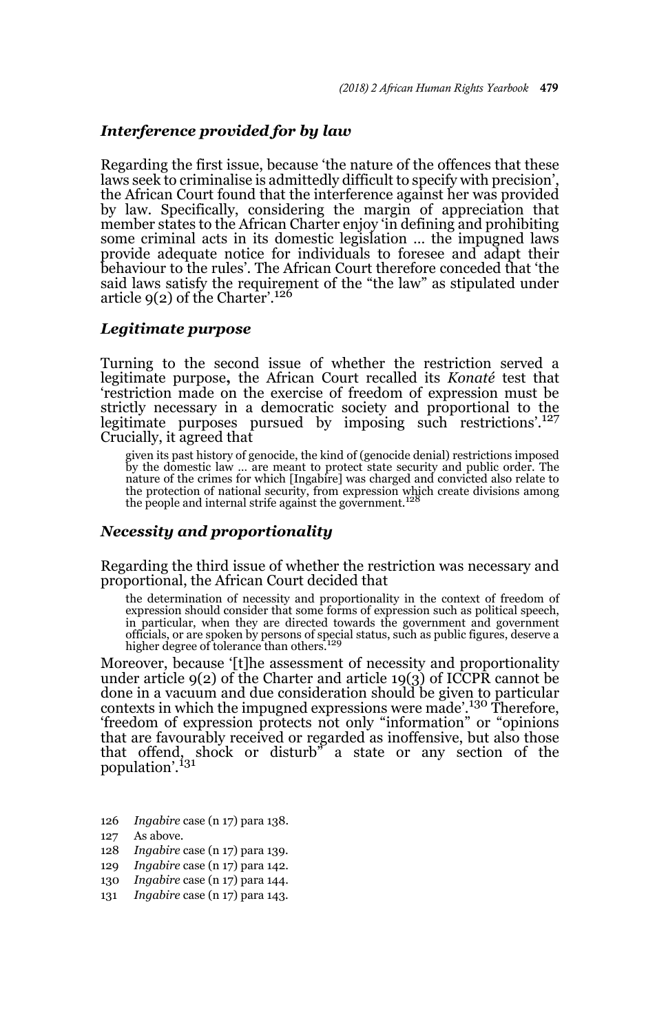### *Interference provided for by law*

Regarding the first issue, because 'the nature of the offences that these laws seek to criminalise is admittedly difficult to specify with precision', the African Court found that the interference against her was provided by law. Specifically, considering the margin of appreciation that member states to the African Charter enjoy 'in defining and prohibiting some criminal acts in its domestic legislation … the impugned laws provide adequate notice for individuals to foresee and adapt their behaviour to the rules'. The African Court therefore conceded that 'the said laws satisfy the requirement of the "the law" as stipulated under article 9(2) of the Charter'.[126]

### *Legitimate purpose*

Turning to the second issue of whether the restriction served a legitimate purpose**,** the African Court recalled its *Konaté* test that 'restriction made on the exercise of freedom of expression must be strictly necessary in a democratic society and proportional to the legitimate purposes pursued by imposing such restrictions'.[127] Crucially, it agreed that

> given its past history of genocide, the kind of (genocide denial) restrictions imposed by the domestic law … are meant to protect state security and public order. The nature of the crimes for which [Ingabire] was charged and convicted also relate to the protection of national security, from expression which create divisions among the people and internal strife against the government.[128]

### *Necessity and proportionality*

Regarding the third issue of whether the restriction was necessary and proportional, the African Court decided that

> the determination of necessity and proportionality in the context of freedom of expression should consider that some forms of expression such as political speech, in particular, when they are directed towards the government and government officials, or are spoken by persons of special status, such as public figures, deserve a higher degree of tolerance than others.[129]

Moreover, because '[t]he assessment of necessity and proportionality under article 9(2) of the Charter and article 19(3) of ICCPR cannot be done in a vacuum and due consideration should be given to particular contexts in which the impugned expressions were made'.[130] Therefore, 'freedom of expression protects not only "information" or "opinions that are favourably received or regarded as inoffensive, but also those that offend, shock or disturb" a state or any section of the population'.[131]

126 *Ingabire* case (n 17) para 138.

127 As above.

128 *Ingabire* case (n 17) para 139.

129 *Ingabire* case (n 17) para 142.

130 *Ingabire* case (n 17) para 144.

131 *Ingabire* case (n 17) para 143.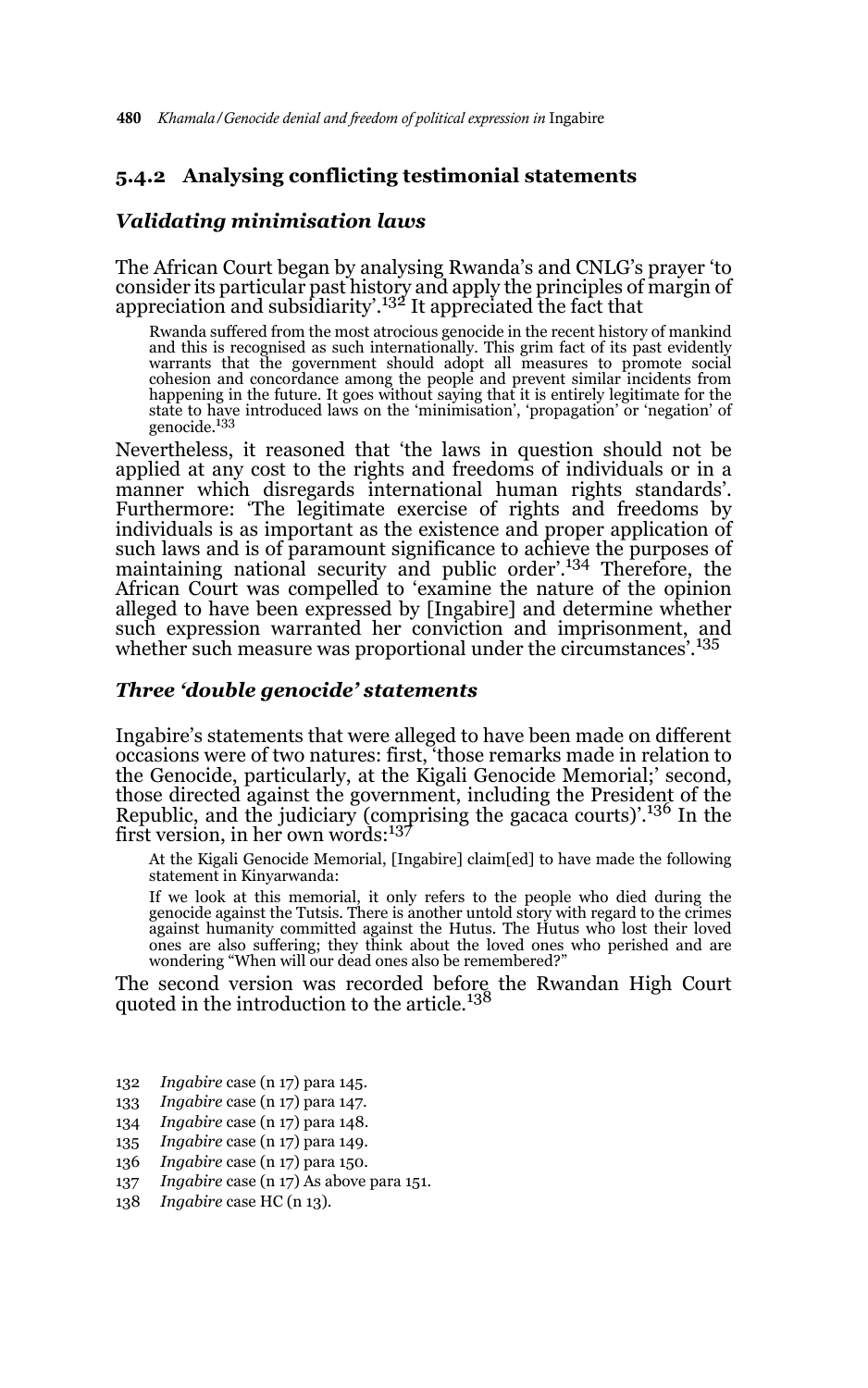### 5.4.2 Analysing conflicting testimonial statements

#### *Validating minimisation laws*

The African Court began by analysing Rwanda's and CNLG's prayer 'to consider its particular past history and apply the principles of margin of appreciation and subsidiarity'.[132] It appreciated the fact that

> Rwanda suffered from the most atrocious genocide in the recent history of mankind and this is recognised as such internationally. This grim fact of its past evidently warrants that the government should adopt all measures to promote social cohesion and concordance among the people and prevent similar incidents from happening in the future. It goes without saying that it is entirely legitimate for the state to have introduced laws on the 'minimisation', 'propagation' or 'negation' of genocide.[133]

Nevertheless, it reasoned that 'the laws in question should not be applied at any cost to the rights and freedoms of individuals or in a manner which disregards international human rights standards'. Furthermore: 'The legitimate exercise of rights and freedoms by individuals is as important as the existence and proper application of such laws and is of paramount significance to achieve the purposes of maintaining national security and public order'.[134] Therefore, the African Court was compelled to 'examine the nature of the opinion alleged to have been expressed by [Ingabire] and determine whether such expression warranted her conviction and imprisonment, and whether such measure was proportional under the circumstances'.[135]

#### *Three 'double genocide' statements*

Ingabire's statements that were alleged to have been made on different occasions were of two natures: first, 'those remarks made in relation to the Genocide, particularly, at the Kigali Genocide Memorial;' second, those directed against the government, including the President of the Republic, and the judiciary (comprising the gacaca courts)'.[136] In the first version, in her own words:[137]

> At the Kigali Genocide Memorial, [Ingabire] claim[ed] to have made the following statement in Kinyarwanda:
>
> If we look at this memorial, it only refers to the people who died during the genocide against the Tutsis. There is another untold story with regard to the crimes against humanity committed against the Hutus. The Hutus who lost their loved ones are also suffering; they think about the loved ones who perished and are wondering "When will our dead ones also be remembered?"

The second version was recorded before the Rwandan High Court quoted in the introduction to the article.[138]

---

132 *Ingabire* case (n 17) para 145.

133 *Ingabire* case (n 17) para 147.

134 *Ingabire* case (n 17) para 148.

135 *Ingabire* case (n 17) para 149.

136 *Ingabire* case (n 17) para 150.

137 *Ingabire* case (n 17) As above para 151.

138 *Ingabire* case HC (n 13).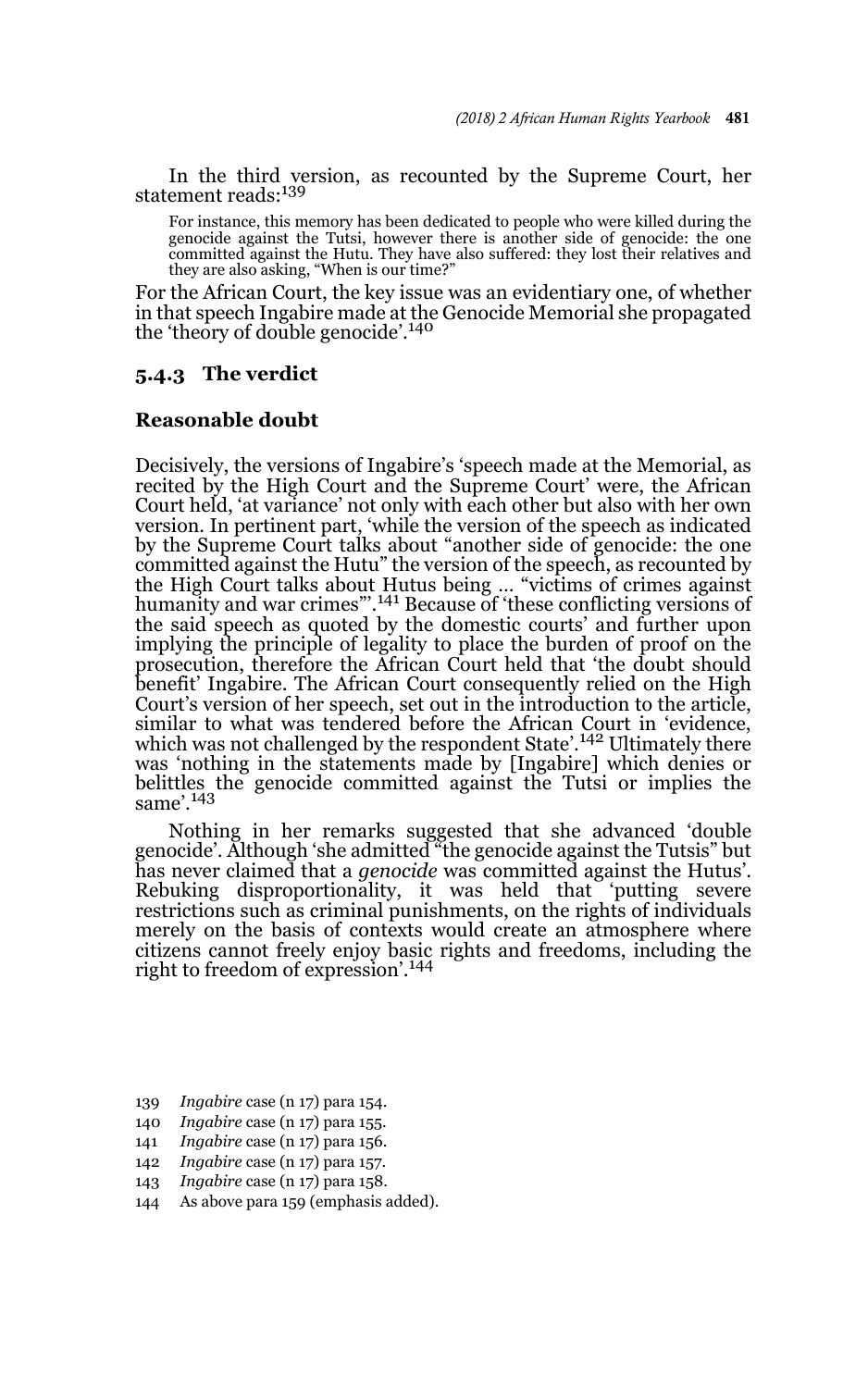In the third version, as recounted by the Supreme Court, her statement reads:[139]

> For instance, this memory has been dedicated to people who were killed during the genocide against the Tutsi, however there is another side of genocide: the one committed against the Hutu. They have also suffered: they lost their relatives and they are also asking, "When is our time?"

For the African Court, the key issue was an evidentiary one, of whether in that speech Ingabire made at the Genocide Memorial she propagated the 'theory of double genocide'.[140]

### 5.4.3 The verdict

#### Reasonable doubt

Decisively, the versions of Ingabire's 'speech made at the Memorial, as recited by the High Court and the Supreme Court' were, the African Court held, 'at variance' not only with each other but also with her own version. In pertinent part, 'while the version of the speech as indicated by the Supreme Court talks about "another side of genocide: the one committed against the Hutu" the version of the speech, as recounted by the High Court talks about Hutus being ... "victims of crimes against humanity and war crimes"'.[141] Because of 'these conflicting versions of the said speech as quoted by the domestic courts' and further upon implying the principle of legality to place the burden of proof on the prosecution, therefore the African Court held that 'the doubt should benefit' Ingabire. The African Court consequently relied on the High Court's version of her speech, set out in the introduction to the article, similar to what was tendered before the African Court in 'evidence, which was not challenged by the respondent State'.[142] Ultimately there was 'nothing in the statements made by [Ingabire] which denies or belittles the genocide committed against the Tutsi or implies the same'.[143]

Nothing in her remarks suggested that she advanced 'double genocide'. Although 'she admitted "the genocide against the Tutsis" but has never claimed that a *genocide* was committed against the Hutus'. Rebuking disproportionality, it was held that 'putting severe restrictions such as criminal punishments, on the rights of individuals merely on the basis of contexts would create an atmosphere where citizens cannot freely enjoy basic rights and freedoms, including the right to freedom of expression'.[144]

139 *Ingabire* case (n 17) para 154.
140 *Ingabire* case (n 17) para 155.
141 *Ingabire* case (n 17) para 156.
142 *Ingabire* case (n 17) para 157.
143 *Ingabire* case (n 17) para 158.
144 As above para 159 (emphasis added).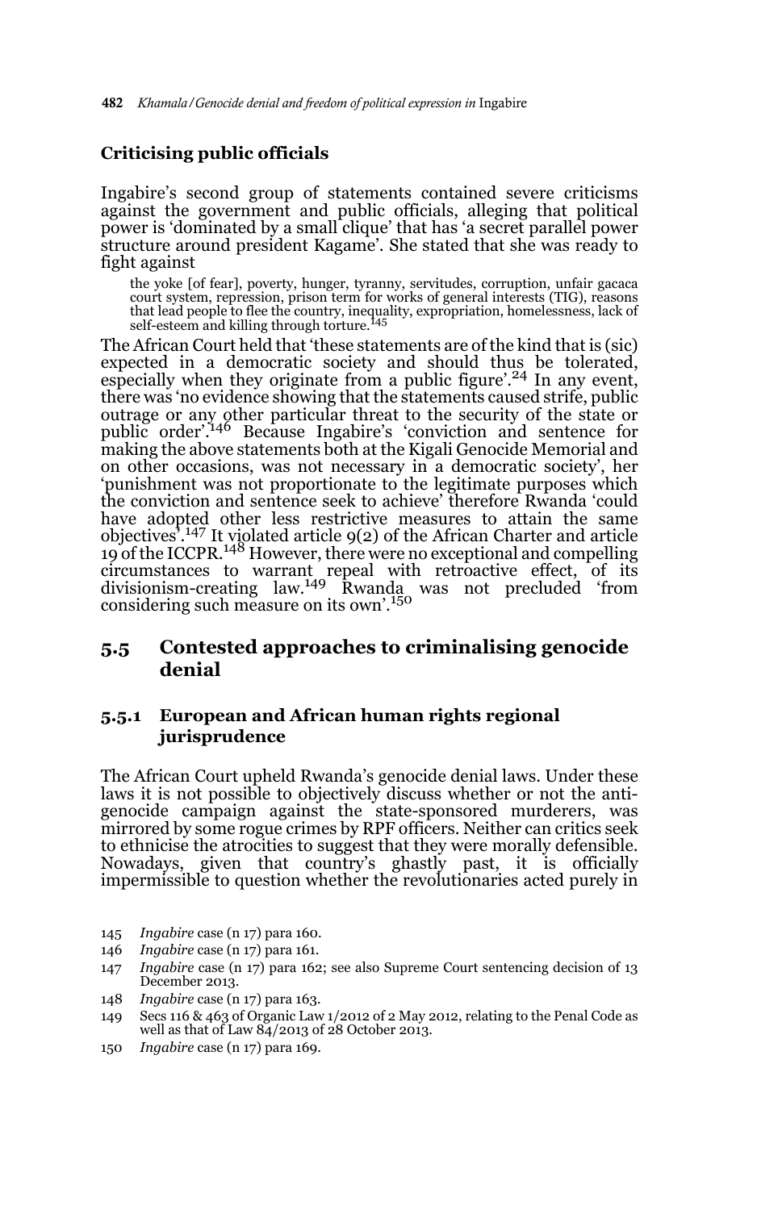**Criticising public officials**

Ingabire's second group of statements contained severe criticisms against the government and public officials, alleging that political power is 'dominated by a small clique' that has 'a secret parallel power structure around president Kagame'. She stated that she was ready to fight against

> the yoke [of fear], poverty, hunger, tyranny, servitudes, corruption, unfair gacaca court system, repression, prison term for works of general interests (TIG), reasons that lead people to flee the country, inequality, expropriation, homelessness, lack of self-esteem and killing through torture.[145]

The African Court held that 'these statements are of the kind that is (sic) expected in a democratic society and should thus be tolerated, especially when they originate from a public figure'.[24] In any event, there was 'no evidence showing that the statements caused strife, public outrage or any other particular threat to the security of the state or public order'.[146] Because Ingabire's 'conviction and sentence for making the above statements both at the Kigali Genocide Memorial and on other occasions, was not necessary in a democratic society', her 'punishment was not proportionate to the legitimate purposes which the conviction and sentence seek to achieve' therefore Rwanda 'could have adopted other less restrictive measures to attain the same objectives'.[147] It violated article 9(2) of the African Charter and article 19 of the ICCPR.[148] However, there were no exceptional and compelling circumstances to warrant repeal with retroactive effect, of its divisionism-creating law.[149] Rwanda was not precluded 'from considering such measure on its own'.[150]

## 5.5 Contested approaches to criminalising genocide denial

### 5.5.1 European and African human rights regional jurisprudence

The African Court upheld Rwanda's genocide denial laws. Under these laws it is not possible to objectively discuss whether or not the anti-genocide campaign against the state-sponsored murderers, was mirrored by some rogue crimes by RPF officers. Neither can critics seek to ethnicise the atrocities to suggest that they were morally defensible. Nowadays, given that country's ghastly past, it is officially impermissible to question whether the revolutionaries acted purely in

---

145 *Ingabire* case (n 17) para 160.

146 *Ingabire* case (n 17) para 161.

147 *Ingabire* case (n 17) para 162; see also Supreme Court sentencing decision of 13 December 2013.

148 *Ingabire* case (n 17) para 163.

149 Secs 116 & 463 of Organic Law 1/2012 of 2 May 2012, relating to the Penal Code as well as that of Law 84/2013 of 28 October 2013.

150 *Ingabire* case (n 17) para 169.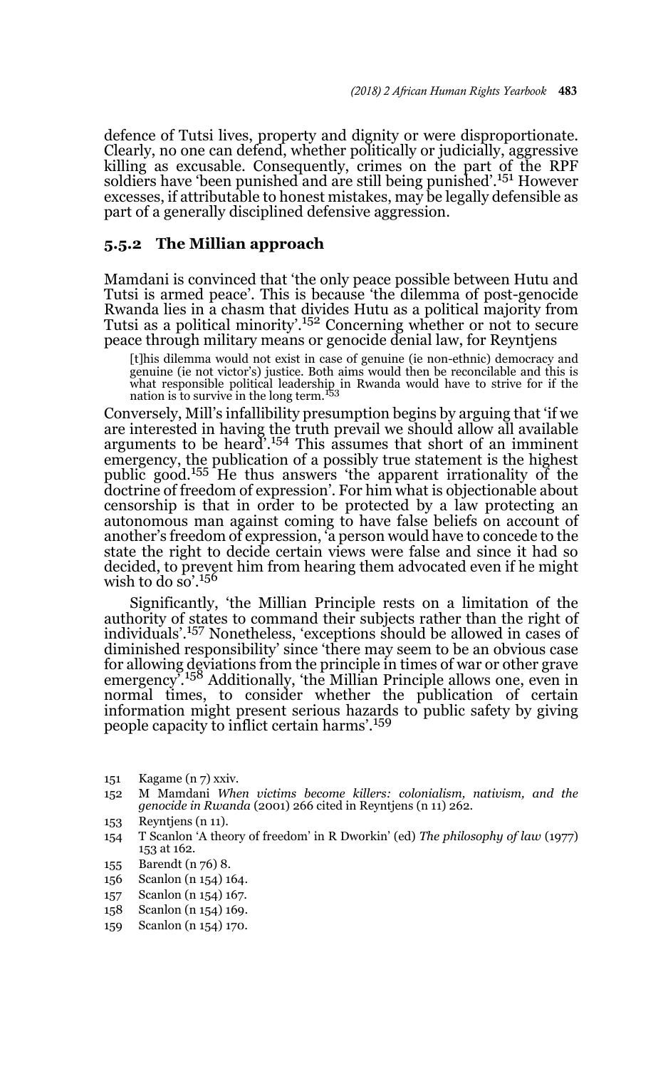defence of Tutsi lives, property and dignity or were disproportionate. Clearly, no one can defend, whether politically or judicially, aggressive killing as excusable. Consequently, crimes on the part of the RPF soldiers have 'been punished and are still being punished'.[151] However excesses, if attributable to honest mistakes, may be legally defensible as part of a generally disciplined defensive aggression.

### 5.5.2 The Millian approach

Mamdani is convinced that 'the only peace possible between Hutu and Tutsi is armed peace'. This is because 'the dilemma of post-genocide Rwanda lies in a chasm that divides Hutu as a political majority from Tutsi as a political minority'.[152] Concerning whether or not to secure peace through military means or genocide denial law, for Reyntjens

> [t]his dilemma would not exist in case of genuine (ie non-ethnic) democracy and genuine (ie not victor's) justice. Both aims would then be reconcilable and this is what responsible political leadership in Rwanda would have to strive for if the nation is to survive in the long term.[153]

Conversely, Mill's infallibility presumption begins by arguing that 'if we are interested in having the truth prevail we should allow all available arguments to be heard'.[154] This assumes that short of an imminent emergency, the publication of a possibly true statement is the highest public good.[155] He thus answers 'the apparent irrationality of the doctrine of freedom of expression'. For him what is objectionable about censorship is that in order to be protected by a law protecting an autonomous man against coming to have false beliefs on account of another's freedom of expression, 'a person would have to concede to the state the right to decide certain views were false and since it had so decided, to prevent him from hearing them advocated even if he might wish to do so'.[156]

Significantly, 'the Millian Principle rests on a limitation of the authority of states to command their subjects rather than the right of individuals'.[157] Nonetheless, 'exceptions should be allowed in cases of diminished responsibility' since 'there may seem to be an obvious case for allowing deviations from the principle in times of war or other grave emergency'.[158] Additionally, 'the Millian Principle allows one, even in normal times, to consider whether the publication of certain information might present serious hazards to public safety by giving people capacity to inflict certain harms'.[159]

---

151 Kagame (n 7) xxiv.

152 M Mamdani *When victims become killers: colonialism, nativism, and the genocide in Rwanda* (2001) 266 cited in Reyntjens (n 11) 262.

153 Reyntjens (n 11).

154 T Scanlon 'A theory of freedom' in R Dworkin' (ed) *The philosophy of law* (1977) 153 at 162.

155 Barendt (n 76) 8.

156 Scanlon (n 154) 164.

157 Scanlon (n 154) 167.

158 Scanlon (n 154) 169.

159 Scanlon (n 154) 170.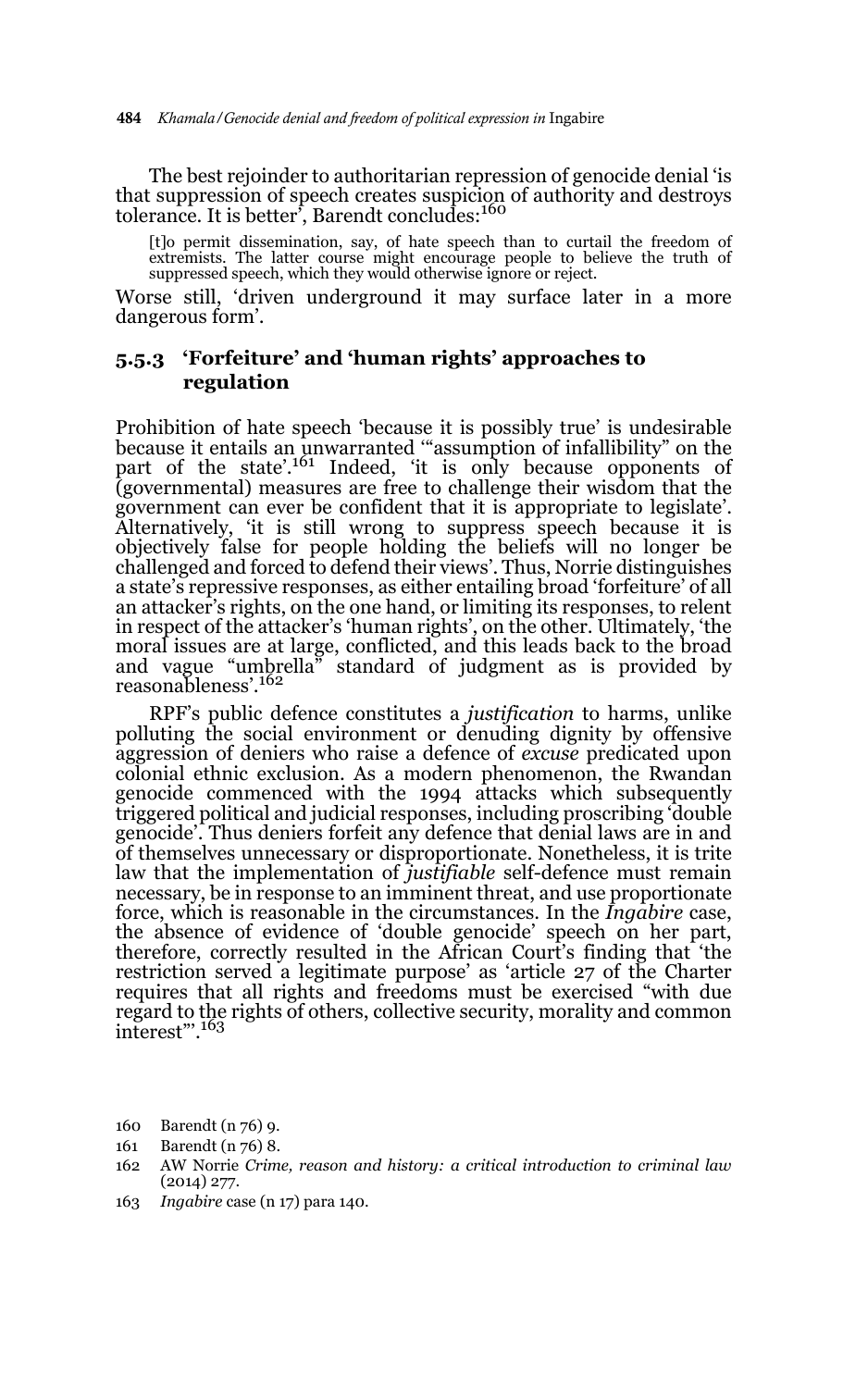The best rejoinder to authoritarian repression of genocide denial 'is that suppression of speech creates suspicion of authority and destroys tolerance. It is better', Barendt concludes:[160]

> [t]o permit dissemination, say, of hate speech than to curtail the freedom of extremists. The latter course might encourage people to believe the truth of suppressed speech, which they would otherwise ignore or reject.

Worse still, 'driven underground it may surface later in a more dangerous form'.

### 5.5.3 'Forfeiture' and 'human rights' approaches to regulation

Prohibition of hate speech 'because it is possibly true' is undesirable because it entails an unwarranted '"assumption of infallibility" on the part of the state'.[161] Indeed, 'it is only because opponents of (governmental) measures are free to challenge their wisdom that the government can ever be confident that it is appropriate to legislate'. Alternatively, 'it is still wrong to suppress speech because it is objectively false for people holding the beliefs will no longer be challenged and forced to defend their views'. Thus, Norrie distinguishes a state's repressive responses, as either entailing broad 'forfeiture' of all an attacker's rights, on the one hand, or limiting its responses, to relent in respect of the attacker's 'human rights', on the other. Ultimately, 'the moral issues are at large, conflicted, and this leads back to the broad and vague "umbrella" standard of judgment as is provided by reasonableness'.[162]

RPF's public defence constitutes a *justification* to harms, unlike polluting the social environment or denuding dignity by offensive aggression of deniers who raise a defence of *excuse* predicated upon colonial ethnic exclusion. As a modern phenomenon, the Rwandan genocide commenced with the 1994 attacks which subsequently triggered political and judicial responses, including proscribing 'double genocide'. Thus deniers forfeit any defence that denial laws are in and of themselves unnecessary or disproportionate. Nonetheless, it is trite law that the implementation of *justifiable* self-defence must remain necessary, be in response to an imminent threat, and use proportionate force, which is reasonable in the circumstances. In the *Ingabire* case, the absence of evidence of 'double genocide' speech on her part, therefore, correctly resulted in the African Court's finding that 'the restriction served a legitimate purpose' as 'article 27 of the Charter requires that all rights and freedoms must be exercised "with due regard to the rights of others, collective security, morality and common interest"'.[163]

---

160 Barendt (n 76) 9.

161 Barendt (n 76) 8.

162 AW Norrie *Crime, reason and history: a critical introduction to criminal law* (2014) 277.

163 *Ingabire* case (n 17) para 140.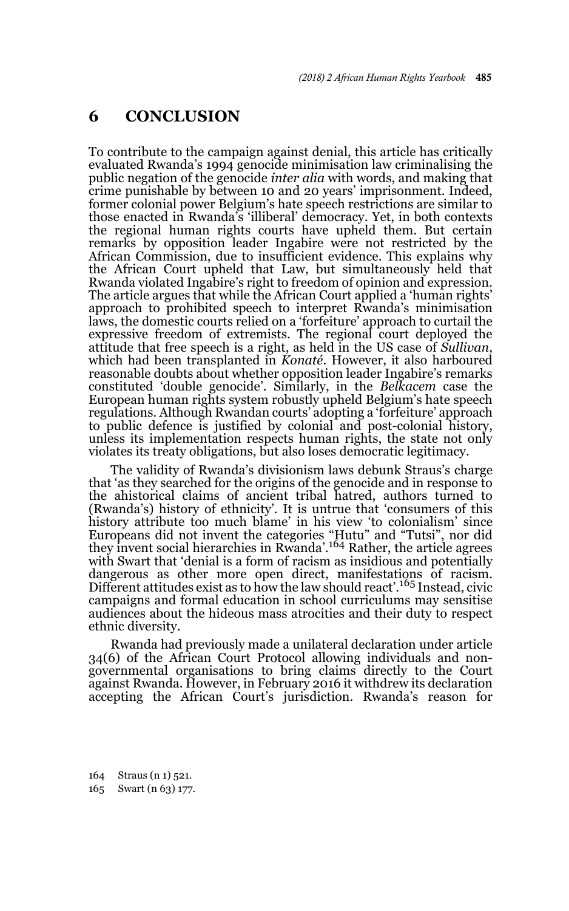## 6 CONCLUSION

To contribute to the campaign against denial, this article has critically evaluated Rwanda's 1994 genocide minimisation law criminalising the public negation of the genocide *inter alia* with words, and making that crime punishable by between 10 and 20 years' imprisonment. Indeed, former colonial power Belgium's hate speech restrictions are similar to those enacted in Rwanda's 'illiberal' democracy. Yet, in both contexts the regional human rights courts have upheld them. But certain remarks by opposition leader Ingabire were not restricted by the African Commission, due to insufficient evidence. This explains why the African Court upheld that Law, but simultaneously held that Rwanda violated Ingabire's right to freedom of opinion and expression. The article argues that while the African Court applied a 'human rights' approach to prohibited speech to interpret Rwanda's minimisation laws, the domestic courts relied on a 'forfeiture' approach to curtail the expressive freedom of extremists. The regional court deployed the attitude that free speech is a right, as held in the US case of *Sullivan*, which had been transplanted in *Konaté*. However, it also harboured reasonable doubts about whether opposition leader Ingabire's remarks constituted 'double genocide'. Similarly, in the *Belkacem* case the European human rights system robustly upheld Belgium's hate speech regulations. Although Rwandan courts' adopting a 'forfeiture' approach to public defence is justified by colonial and post-colonial history, unless its implementation respects human rights, the state not only violates its treaty obligations, but also loses democratic legitimacy.

The validity of Rwanda's divisionism laws debunk Straus's charge that 'as they searched for the origins of the genocide and in response to the ahistorical claims of ancient tribal hatred, authors turned to (Rwanda's) history of ethnicity'. It is untrue that 'consumers of this history attribute too much blame' in his view 'to colonialism' since Europeans did not invent the categories "Hutu" and "Tutsi", nor did they invent social hierarchies in Rwanda'.[164] Rather, the article agrees with Swart that 'denial is a form of racism as insidious and potentially dangerous as other more open direct, manifestations of racism. Different attitudes exist as to how the law should react'.[165] Instead, civic campaigns and formal education in school curriculums may sensitise audiences about the hideous mass atrocities and their duty to respect ethnic diversity.

Rwanda had previously made a unilateral declaration under article 34(6) of the African Court Protocol allowing individuals and non-governmental organisations to bring claims directly to the Court against Rwanda. However, in February 2016 it withdrew its declaration accepting the African Court's jurisdiction. Rwanda's reason for

164 Straus (n 1) 521.

165 Swart (n 63) 177.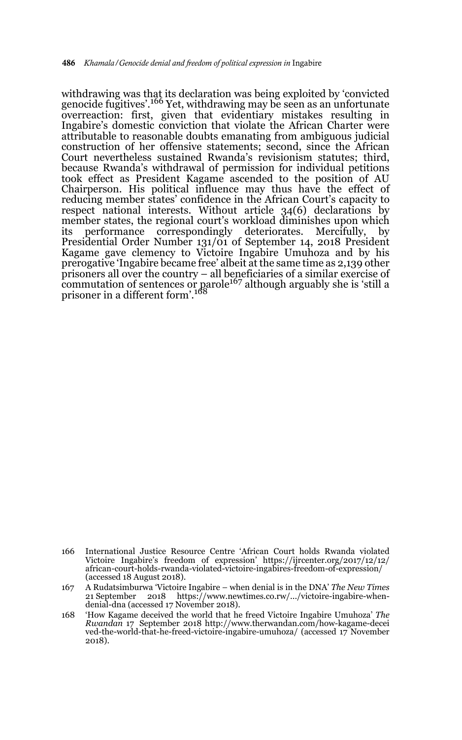withdrawing was that its declaration was being exploited by 'convicted genocide fugitives'.[166] Yet, withdrawing may be seen as an unfortunate overreaction: first, given that evidentiary mistakes resulting in Ingabire's domestic conviction that violate the African Charter were attributable to reasonable doubts emanating from ambiguous judicial construction of her offensive statements; second, since the African Court nevertheless sustained Rwanda's revisionism statutes; third, because Rwanda's withdrawal of permission for individual petitions took effect as President Kagame ascended to the position of AU Chairperson. His political influence may thus have the effect of reducing member states' confidence in the African Court's capacity to respect national interests. Without article 34(6) declarations by member states, the regional court's workload diminishes upon which its performance correspondingly deteriorates. Mercifully, by Presidential Order Number 131/01 of September 14, 2018 President Kagame gave clemency to Victoire Ingabire Umuhoza and by his prerogative 'Ingabire became free' albeit at the same time as 2,139 other prisoners all over the country – all beneficiaries of a similar exercise of commutation of sentences or parole[167] although arguably she is 'still a prisoner in a different form'.[168]

166 International Justice Resource Centre 'African Court holds Rwanda violated Victoire Ingabire's freedom of expression' https://ijrcenter.org/2017/12/12/african-court-holds-rwanda-violated-victoire-ingabires-freedom-of-expression/ (accessed 18 August 2018).

167 A Rudatsimburwa 'Victoire Ingabire – when denial is in the DNA' *The New Times* 21 September 2018 https://www.newtimes.co.rw/.../victoire-ingabire-when-denial-dna (accessed 17 November 2018).

168 'How Kagame deceived the world that he freed Victoire Ingabire Umuhoza' *The Rwandan* 17 September 2018 http://www.therwandan.com/how-kagame-deceived-the-world-that-he-freed-victoire-ingabire-umuhoza/ (accessed 17 November 2018).